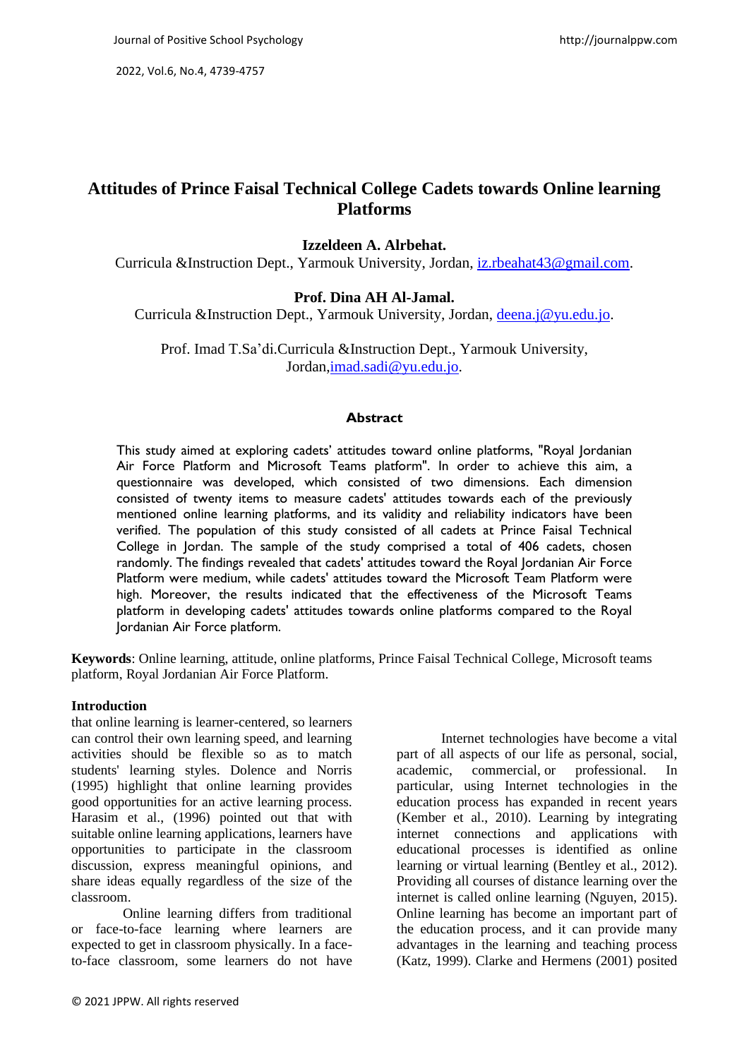# Attitudes of Prince Faisal Technical College Cadets towards Online learning Platforms

**Izzeldeen A. Alrbehat.**

Curricula &Instruction Dept., Yarmouk University, Jordan, iz.rbeahat43@gmail.com.

**Prof. Dina AH Al-Jamal.**

Curricula &Instruction Dept., Yarmouk University, Jordan, deena.j@yu.edu.jo.

Prof. Imad T.Sa'di.Curricula &Instruction Dept., Yarmouk University, Jordan,imad.sadi@yu.edu.jo.

## Abstract

This study aimed at exploring cadets' attitudes toward online platforms, "Royal Jordanian Air Force Platform and Microsoft Teams platform". In order to achieve this aim, a questionnaire was developed, which consisted of two dimensions. Each dimension consisted of twenty items to measure cadets' attitudes towards each of the previously mentioned online learning platforms, and its validity and reliability indicators have been verified. The population of this study consisted of all cadets at Prince Faisal Technical College in Jordan. The sample of the study comprised a total of 406 cadets, chosen randomly. The findings revealed that cadets' attitudes toward the Royal Jordanian Air Force Platform were medium, while cadets' attitudes toward the Microsoft Team Platform were high. Moreover, the results indicated that the effectiveness of the Microsoft Teams platform in developing cadets' attitudes towards online platforms compared to the Royal Jordanian Air Force platform.

**Keywords**: Online learning, attitude, online platforms, Prince Faisal Technical College, Microsoft teams platform, Royal Jordanian Air Force Platform.

## Introduction

Internet technologies have become a vital part of all aspects of our life as personal, social, academic, commercial, or professional. In particular, using Internet technologies in the education process has expanded in recent years (Kember et al., 2010). Learning by integrating internet connections and applications with educational processes is identified as online learning or virtual learning (Bentley et al., 2012). Providing all courses of distance learning over the internet is called online learning (Nguyen, 2015). Online learning has become an important part of the education process, and it can provide many advantages in the learning and teaching process (Katz, 1999). Clarke and Hermens (2001) posited

that online learning is learner-centered, so learners can control their own learning speed, and learning activities should be flexible so as to match students' learning styles. Dolence and Norris (1995) highlight that online learning provides good opportunities for an active learning process. Harasim et al., (1996) pointed out that with suitable online learning applications, learners have opportunities to participate in the classroom discussion, express meaningful opinions, and share ideas equally regardless of the size of the classroom.

Online learning differs from traditional or face-to-face learning where learners are expected to get in classroom physically. In a face-to-face classroom, some learners do not have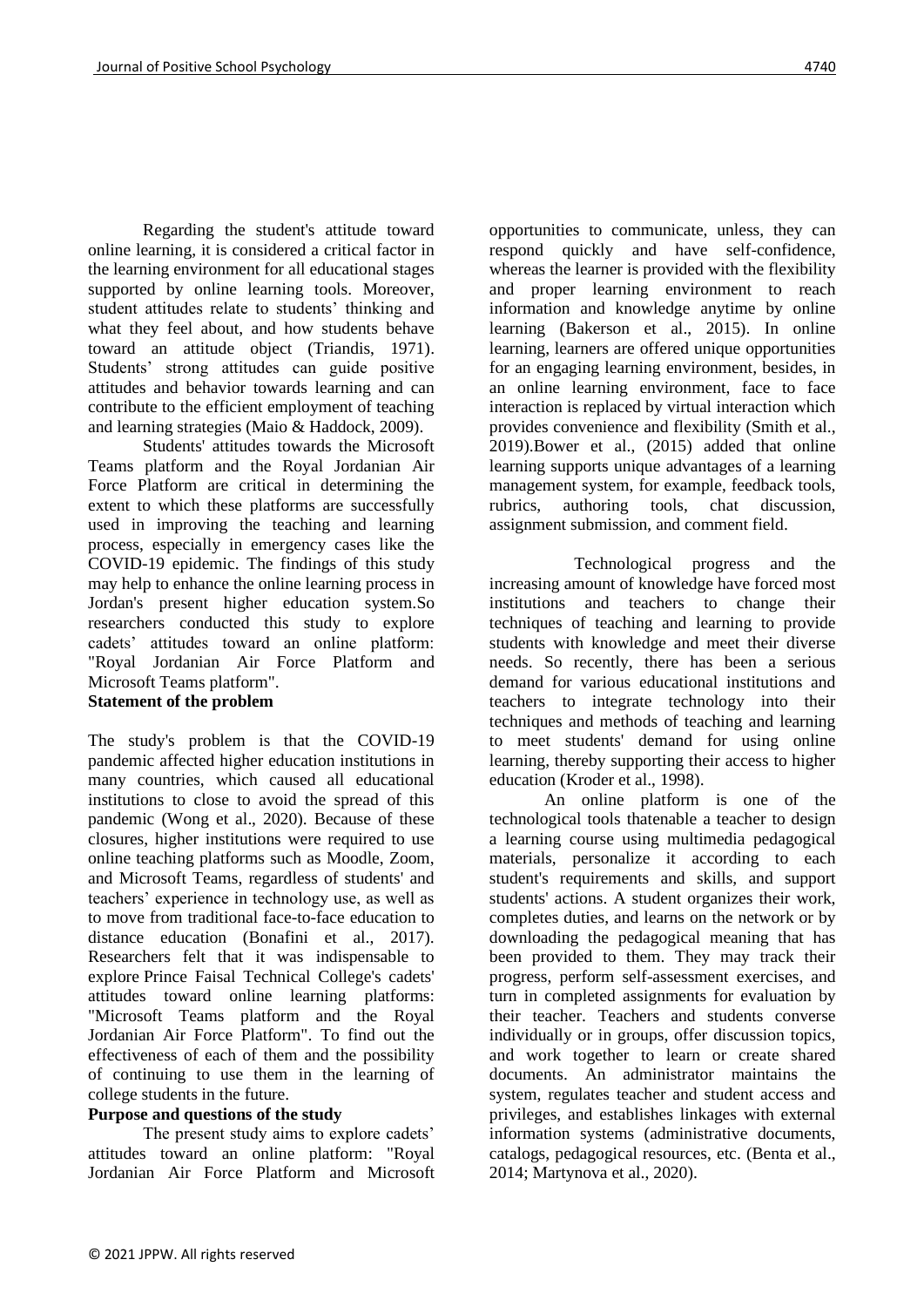Regarding the student's attitude toward online learning, it is considered a critical factor in the learning environment for all educational stages supported by online learning tools. Moreover, student attitudes relate to students' thinking and what they feel about, and how students behave toward an attitude object (Triandis, 1971). Students' strong attitudes can guide positive attitudes and behavior towards learning and can contribute to the efficient employment of teaching and learning strategies (Maio & Haddock, 2009).

Students' attitudes towards the Microsoft Teams platform and the Royal Jordanian Air Force Platform are critical in determining the extent to which these platforms are successfully used in improving the teaching and learning process, especially in emergency cases like the COVID-19 epidemic. The findings of this study may help to enhance the online learning process in Jordan's present higher education system.So researchers conducted this study to explore cadets' attitudes toward an online platform: "Royal Jordanian Air Force Platform and Microsoft Teams platform".

**Statement of the problem**

The study's problem is that the COVID-19 pandemic affected higher education institutions in many countries, which caused all educational institutions to close to avoid the spread of this pandemic (Wong et al., 2020). Because of these closures, higher institutions were required to use online teaching platforms such as Moodle, Zoom, and Microsoft Teams, regardless of students' and teachers' experience in technology use, as well as to move from traditional face-to-face education to distance education (Bonafini et al., 2017). Researchers felt that it was indispensable to explore Prince Faisal Technical College's cadets' attitudes toward online learning platforms: "Microsoft Teams platform and the Royal Jordanian Air Force Platform". To find out the effectiveness of each of them and the possibility of continuing to use them in the learning of college students in the future.

**Purpose and questions of the study**

The present study aims to explore cadets' attitudes toward an online platform: "Royal Jordanian Air Force Platform and Microsoft

opportunities to communicate, unless, they can respond quickly and have self-confidence, whereas the learner is provided with the flexibility and proper learning environment to reach information and knowledge anytime by online learning (Bakerson et al., 2015). In online learning, learners are offered unique opportunities for an engaging learning environment, besides, in an online learning environment, face to face interaction is replaced by virtual interaction which provides convenience and flexibility (Smith et al., 2019).Bower et al., (2015) added that online learning supports unique advantages of a learning management system, for example, feedback tools, rubrics, authoring tools, chat discussion, assignment submission, and comment field.

Technological progress and the increasing amount of knowledge have forced most institutions and teachers to change their techniques of teaching and learning to provide students with knowledge and meet their diverse needs. So recently, there has been a serious demand for various educational institutions and teachers to integrate technology into their techniques and methods of teaching and learning to meet students' demand for using online learning, thereby supporting their access to higher education (Kroder et al., 1998).

An online platform is one of the technological tools thatenable a teacher to design a learning course using multimedia pedagogical materials, personalize it according to each student's requirements and skills, and support students' actions. A student organizes their work, completes duties, and learns on the network or by downloading the pedagogical meaning that has been provided to them. They may track their progress, perform self-assessment exercises, and turn in completed assignments for evaluation by their teacher. Teachers and students converse individually or in groups, offer discussion topics, and work together to learn or create shared documents. An administrator maintains the system, regulates teacher and student access and privileges, and establishes linkages with external information systems (administrative documents, catalogs, pedagogical resources, etc. (Benta et al., 2014; Martynova et al., 2020).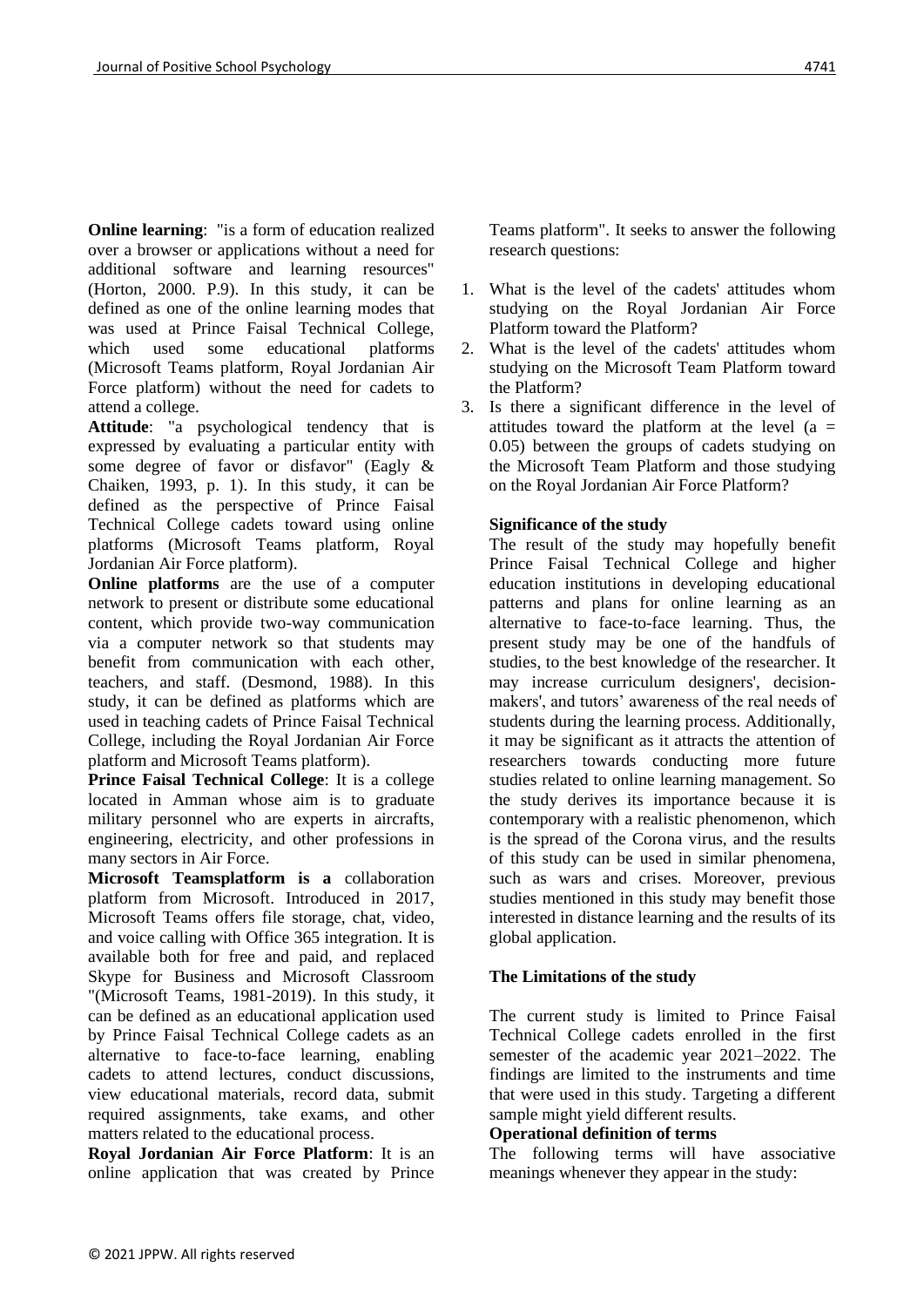**Online learning**: "is a form of education realized over a browser or applications without a need for additional software and learning resources" (Horton, 2000. P.9). In this study, it can be defined as one of the online learning modes that was used at Prince Faisal Technical College, which used some educational platforms (Microsoft Teams platform, Royal Jordanian Air Force platform) without the need for cadets to attend a college.

**Attitude**: "a psychological tendency that is expressed by evaluating a particular entity with some degree of favor or disfavor" (Eagly & Chaiken, 1993, p. 1). In this study, it can be defined as the perspective of Prince Faisal Technical College cadets toward using online platforms (Microsoft Teams platform, Royal Jordanian Air Force platform).

**Online platforms** are the use of a computer network to present or distribute some educational content, which provide two-way communication via a computer network so that students may benefit from communication with each other, teachers, and staff. (Desmond, 1988). In this study, it can be defined as platforms which are used in teaching cadets of Prince Faisal Technical College, including the Royal Jordanian Air Force platform and Microsoft Teams platform).

**Prince Faisal Technical College**: It is a college located in Amman whose aim is to graduate military personnel who are experts in aircrafts, engineering, electricity, and other professions in many sectors in Air Force.

**Microsoft Teamsplatform is a** collaboration platform from Microsoft. Introduced in 2017, Microsoft Teams offers file storage, chat, video, and voice calling with Office 365 integration. It is available both for free and paid, and replaced Skype for Business and Microsoft Classroom "(Microsoft Teams, 1981-2019). In this study, it can be defined as an educational application used by Prince Faisal Technical College cadets as an alternative to face-to-face learning, enabling cadets to attend lectures, conduct discussions, view educational materials, record data, submit required assignments, take exams, and other matters related to the educational process.

**Royal Jordanian Air Force Platform**: It is an online application that was created by Prince Teams platform". It seeks to answer the following research questions:

1. What is the level of the cadets' attitudes whom studying on the Royal Jordanian Air Force Platform toward the Platform?
2. What is the level of the cadets' attitudes whom studying on the Microsoft Team Platform toward the Platform?
3. Is there a significant difference in the level of attitudes toward the platform at the level ($a = 0.05$) between the groups of cadets studying on the Microsoft Team Platform and those studying on the Royal Jordanian Air Force Platform?

**Significance of the study**

The result of the study may hopefully benefit Prince Faisal Technical College and higher education institutions in developing educational patterns and plans for online learning as an alternative to face-to-face learning. Thus, the present study may be one of the handfuls of studies, to the best knowledge of the researcher. It may increase curriculum designers', decision-makers', and tutors' awareness of the real needs of students during the learning process. Additionally, it may be significant as it attracts the attention of researchers towards conducting more future studies related to online learning management. So the study derives its importance because it is contemporary with a realistic phenomenon, which is the spread of the Corona virus, and the results of this study can be used in similar phenomena, such as wars and crises. Moreover, previous studies mentioned in this study may benefit those interested in distance learning and the results of its global application.

**The Limitations of the study**

The current study is limited to Prince Faisal Technical College cadets enrolled in the first semester of the academic year 2021–2022. The findings are limited to the instruments and time that were used in this study. Targeting a different sample might yield different results.

**Operational definition of terms**

The following terms will have associative meanings whenever they appear in the study: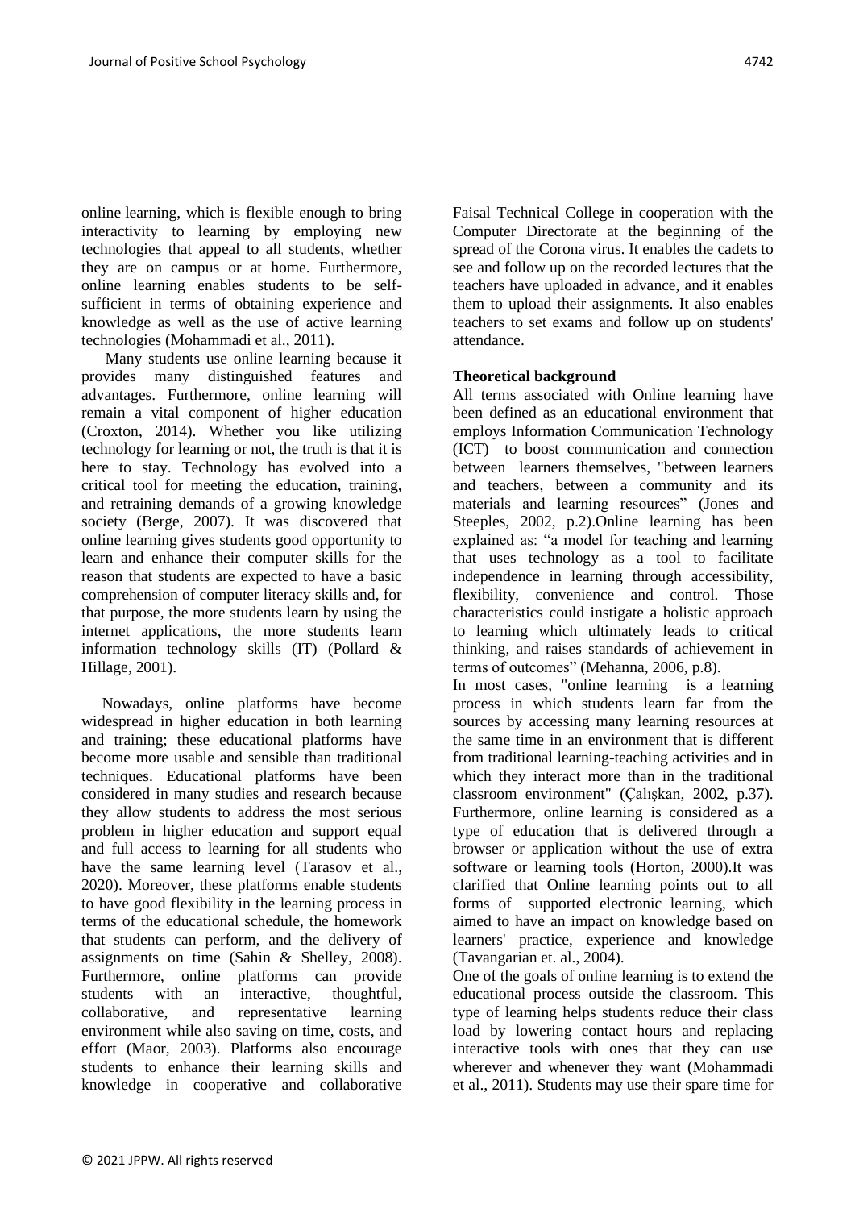online learning, which is flexible enough to bring interactivity to learning by employing new technologies that appeal to all students, whether they are on campus or at home. Furthermore, online learning enables students to be self-sufficient in terms of obtaining experience and knowledge as well as the use of active learning technologies (Mohammadi et al., 2011).

Many students use online learning because it provides many distinguished features and advantages. Furthermore, online learning will remain a vital component of higher education (Croxton, 2014). Whether you like utilizing technology for learning or not, the truth is that it is here to stay. Technology has evolved into a critical tool for meeting the education, training, and retraining demands of a growing knowledge society (Berge, 2007). It was discovered that online learning gives students good opportunity to learn and enhance their computer skills for the reason that students are expected to have a basic comprehension of computer literacy skills and, for that purpose, the more students learn by using the internet applications, the more students learn information technology skills (IT) (Pollard & Hillage, 2001).

Nowadays, online platforms have become widespread in higher education in both learning and training; these educational platforms have become more usable and sensible than traditional techniques. Educational platforms have been considered in many studies and research because they allow students to address the most serious problem in higher education and support equal and full access to learning for all students who have the same learning level (Tarasov et al., 2020). Moreover, these platforms enable students to have good flexibility in the learning process in terms of the educational schedule, the homework that students can perform, and the delivery of assignments on time (Sahin & Shelley, 2008). Furthermore, online platforms can provide students with an interactive, thoughtful, collaborative, and representative learning environment while also saving on time, costs, and effort (Maor, 2003). Platforms also encourage students to enhance their learning skills and knowledge in cooperative and collaborative Faisal Technical College in cooperation with the Computer Directorate at the beginning of the spread of the Corona virus. It enables the cadets to see and follow up on the recorded lectures that the teachers have uploaded in advance, and it enables them to upload their assignments. It also enables teachers to set exams and follow up on students' attendance.

**Theoretical background**

All terms associated with Online learning have been defined as an educational environment that employs Information Communication Technology (ICT) to boost communication and connection between learners themselves, "between learners and teachers, between a community and its materials and learning resources" (Jones and Steeples, 2002, p.2).Online learning has been explained as: "a model for teaching and learning that uses technology as a tool to facilitate independence in learning through accessibility, flexibility, convenience and control. Those characteristics could instigate a holistic approach to learning which ultimately leads to critical thinking, and raises standards of achievement in terms of outcomes" (Mehanna, 2006, p.8).

In most cases, "online learning is a learning process in which students learn far from the sources by accessing many learning resources at the same time in an environment that is different from traditional learning-teaching activities and in which they interact more than in the traditional classroom environment" (Çalışkan, 2002, p.37). Furthermore, online learning is considered as a type of education that is delivered through a browser or application without the use of extra software or learning tools (Horton, 2000).It was clarified that Online learning points out to all forms of supported electronic learning, which aimed to have an impact on knowledge based on learners' practice, experience and knowledge (Tavangarian et. al., 2004).

One of the goals of online learning is to extend the educational process outside the classroom. This type of learning helps students reduce their class load by lowering contact hours and replacing interactive tools with ones that they can use wherever and whenever they want (Mohammadi et al., 2011). Students may use their spare time for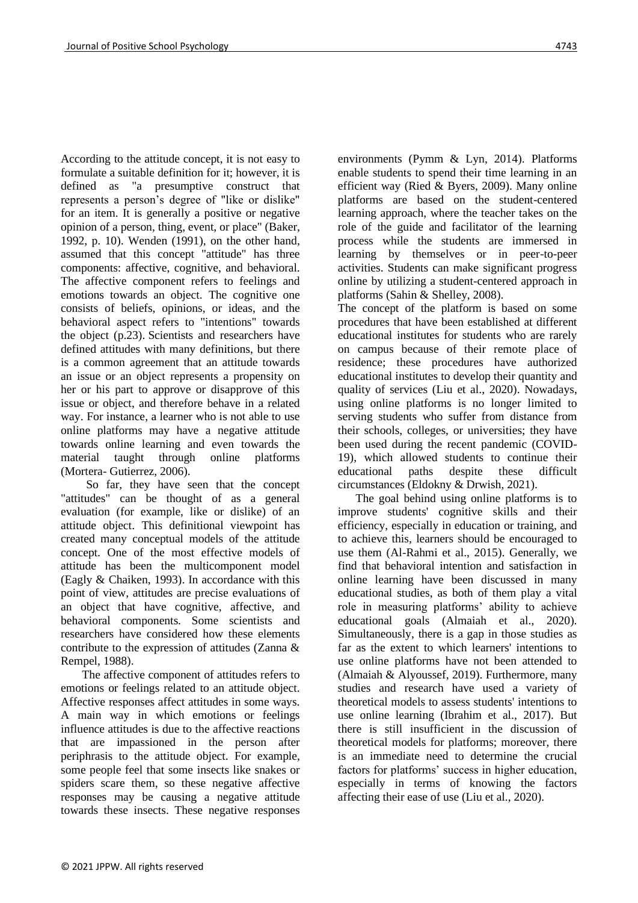According to the attitude concept, it is not easy to formulate a suitable definition for it; however, it is defined as "a presumptive construct that represents a person's degree of "like or dislike" for an item. It is generally a positive or negative opinion of a person, thing, event, or place" (Baker, 1992, p. 10). Wenden (1991), on the other hand, assumed that this concept "attitude" has three components: affective, cognitive, and behavioral. The affective component refers to feelings and emotions towards an object. The cognitive one consists of beliefs, opinions, or ideas, and the behavioral aspect refers to "intentions" towards the object (p.23). Scientists and researchers have defined attitudes with many definitions, but there is a common agreement that an attitude towards an issue or an object represents a propensity on her or his part to approve or disapprove of this issue or object, and therefore behave in a related way. For instance, a learner who is not able to use online platforms may have a negative attitude towards online learning and even towards the material taught through online platforms (Mortera- Gutierrez, 2006).

So far, they have seen that the concept "attitudes" can be thought of as a general evaluation (for example, like or dislike) of an attitude object. This definitional viewpoint has created many conceptual models of the attitude concept. One of the most effective models of attitude has been the multicomponent model (Eagly & Chaiken, 1993). In accordance with this point of view, attitudes are precise evaluations of an object that have cognitive, affective, and behavioral components. Some scientists and researchers have considered how these elements contribute to the expression of attitudes (Zanna & Rempel, 1988).

The affective component of attitudes refers to emotions or feelings related to an attitude object. Affective responses affect attitudes in some ways. A main way in which emotions or feelings influence attitudes is due to the affective reactions that are impassioned in the person after periphrasis to the attitude object. For example, some people feel that some insects like snakes or spiders scare them, so these negative affective responses may be causing a negative attitude towards these insects. These negative responses environments (Pymm & Lyn, 2014). Platforms enable students to spend their time learning in an efficient way (Ried & Byers, 2009). Many online platforms are based on the student-centered learning approach, where the teacher takes on the role of the guide and facilitator of the learning process while the students are immersed in learning by themselves or in peer-to-peer activities. Students can make significant progress online by utilizing a student-centered approach in platforms (Sahin & Shelley, 2008).

The concept of the platform is based on some procedures that have been established at different educational institutes for students who are rarely on campus because of their remote place of residence; these procedures have authorized educational institutes to develop their quantity and quality of services (Liu et al., 2020). Nowadays, using online platforms is no longer limited to serving students who suffer from distance from their schools, colleges, or universities; they have been used during the recent pandemic (COVID-19), which allowed students to continue their educational paths despite these difficult circumstances (Eldokny & Drwish, 2021).

The goal behind using online platforms is to improve students' cognitive skills and their efficiency, especially in education or training, and to achieve this, learners should be encouraged to use them (Al-Rahmi et al., 2015). Generally, we find that behavioral intention and satisfaction in online learning have been discussed in many educational studies, as both of them play a vital role in measuring platforms' ability to achieve educational goals (Almaiah et al., 2020). Simultaneously, there is a gap in those studies as far as the extent to which learners' intentions to use online platforms have not been attended to (Almaiah & Alyoussef, 2019). Furthermore, many studies and research have used a variety of theoretical models to assess students' intentions to use online learning (Ibrahim et al., 2017). But there is still insufficient in the discussion of theoretical models for platforms; moreover, there is an immediate need to determine the crucial factors for platforms' success in higher education, especially in terms of knowing the factors affecting their ease of use (Liu et al., 2020).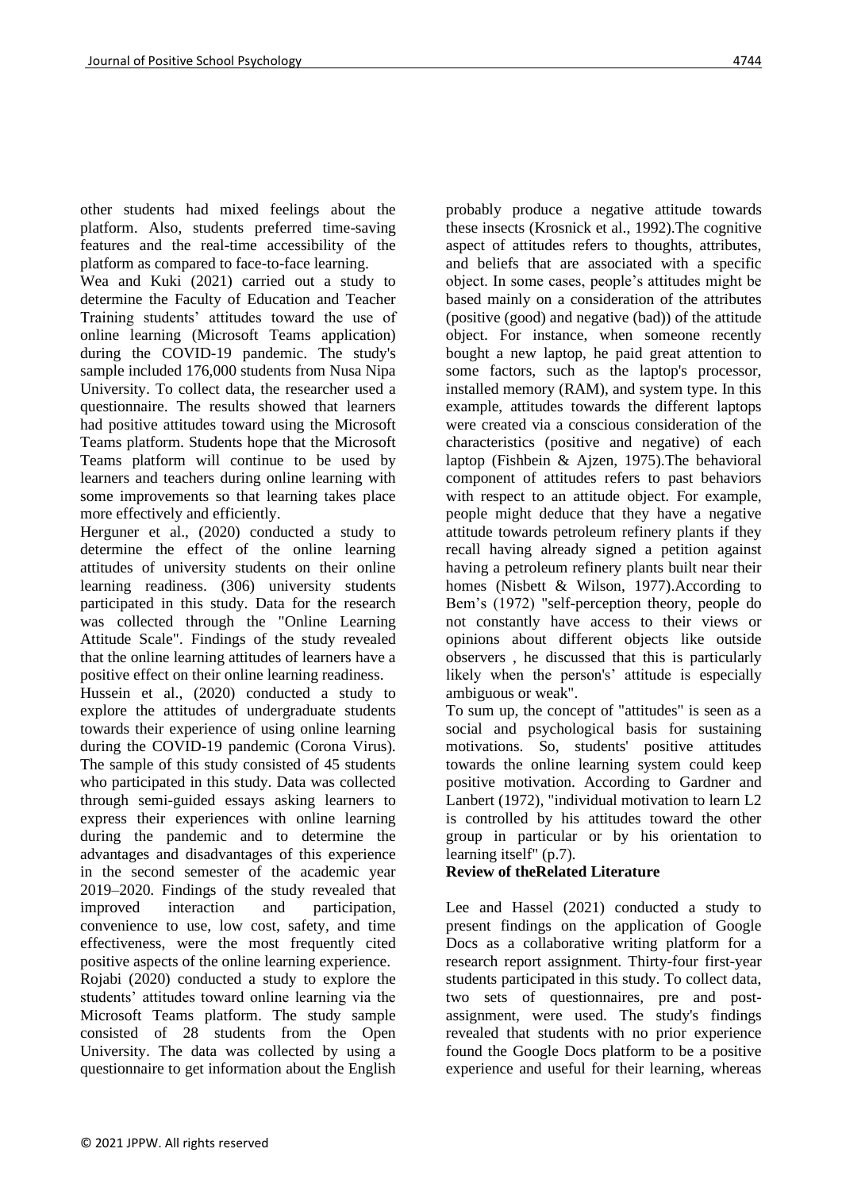other students had mixed feelings about the platform. Also, students preferred time-saving features and the real-time accessibility of the platform as compared to face-to-face learning.

Wea and Kuki (2021) carried out a study to determine the Faculty of Education and Teacher Training students' attitudes toward the use of online learning (Microsoft Teams application) during the COVID-19 pandemic. The study's sample included 176,000 students from Nusa Nipa University. To collect data, the researcher used a questionnaire. The results showed that learners had positive attitudes toward using the Microsoft Teams platform. Students hope that the Microsoft Teams platform will continue to be used by learners and teachers during online learning with some improvements so that learning takes place more effectively and efficiently.

Herguner et al., (2020) conducted a study to determine the effect of the online learning attitudes of university students on their online learning readiness. (306) university students participated in this study. Data for the research was collected through the "Online Learning Attitude Scale". Findings of the study revealed that the online learning attitudes of learners have a positive effect on their online learning readiness.

Hussein et al., (2020) conducted a study to explore the attitudes of undergraduate students towards their experience of using online learning during the COVID-19 pandemic (Corona Virus). The sample of this study consisted of 45 students who participated in this study. Data was collected through semi-guided essays asking learners to express their experiences with online learning during the pandemic and to determine the advantages and disadvantages of this experience in the second semester of the academic year 2019–2020. Findings of the study revealed that improved interaction and participation, convenience to use, low cost, safety, and time effectiveness, were the most frequently cited positive aspects of the online learning experience.

Rojabi (2020) conducted a study to explore the students' attitudes toward online learning via the Microsoft Teams platform. The study sample consisted of 28 students from the Open University. The data was collected by using a questionnaire to get information about the English

probably produce a negative attitude towards these insects (Krosnick et al., 1992).The cognitive aspect of attitudes refers to thoughts, attributes, and beliefs that are associated with a specific object. In some cases, people's attitudes might be based mainly on a consideration of the attributes (positive (good) and negative (bad)) of the attitude object. For instance, when someone recently bought a new laptop, he paid great attention to some factors, such as the laptop's processor, installed memory (RAM), and system type. In this example, attitudes towards the different laptops were created via a conscious consideration of the characteristics (positive and negative) of each laptop (Fishbein & Ajzen, 1975).The behavioral component of attitudes refers to past behaviors with respect to an attitude object. For example, people might deduce that they have a negative attitude towards petroleum refinery plants if they recall having already signed a petition against having a petroleum refinery plants built near their homes (Nisbett & Wilson, 1977).According to Bem's (1972) "self-perception theory, people do not constantly have access to their views or opinions about different objects like outside observers , he discussed that this is particularly likely when the person's' attitude is especially ambiguous or weak".

To sum up, the concept of "attitudes" is seen as a social and psychological basis for sustaining motivations. So, students' positive attitudes towards the online learning system could keep positive motivation. According to Gardner and Lanbert (1972), "individual motivation to learn L2 is controlled by his attitudes toward the other group in particular or by his orientation to learning itself" (p.7).

**Review of theRelated Literature**

Lee and Hassel (2021) conducted a study to present findings on the application of Google Docs as a collaborative writing platform for a research report assignment. Thirty-four first-year students participated in this study. To collect data, two sets of questionnaires, pre and post-assignment, were used. The study's findings revealed that students with no prior experience found the Google Docs platform to be a positive experience and useful for their learning, whereas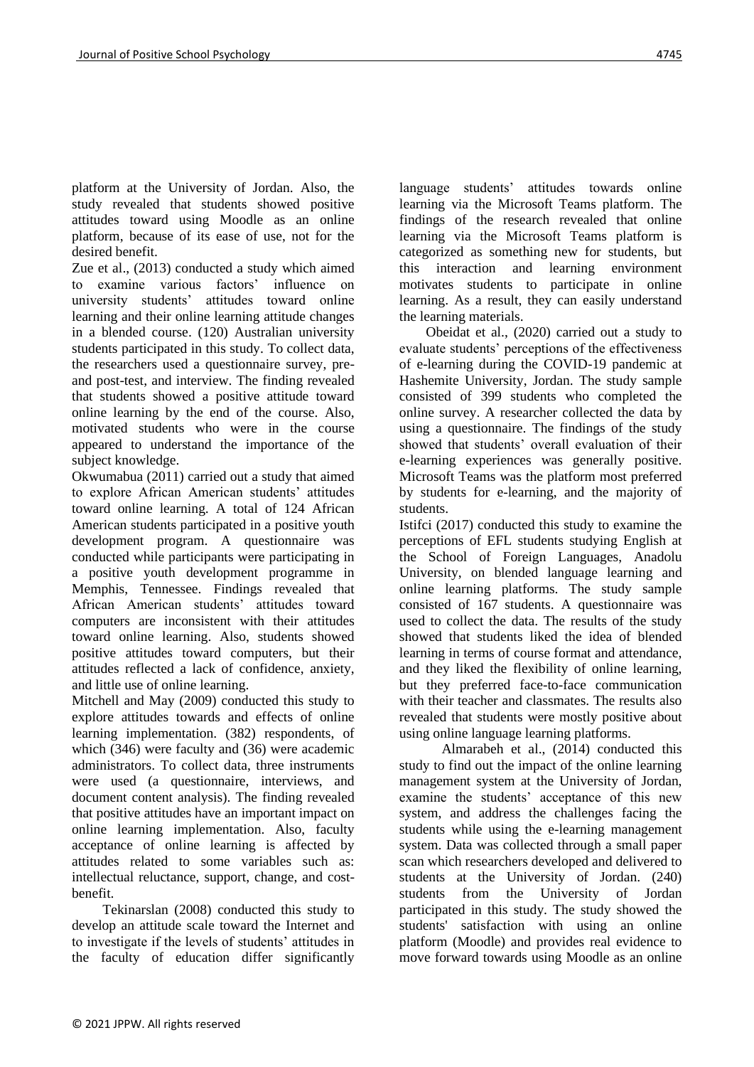platform at the University of Jordan. Also, the study revealed that students showed positive attitudes toward using Moodle as an online platform, because of its ease of use, not for the desired benefit.

Zue et al., (2013) conducted a study which aimed to examine various factors' influence on university students' attitudes toward online learning and their online learning attitude changes in a blended course. (120) Australian university students participated in this study. To collect data, the researchers used a questionnaire survey, pre- and post-test, and interview. The finding revealed that students showed a positive attitude toward online learning by the end of the course. Also, motivated students who were in the course appeared to understand the importance of the subject knowledge.

Okwumabua (2011) carried out a study that aimed to explore African American students' attitudes toward online learning. A total of 124 African American students participated in a positive youth development program. A questionnaire was conducted while participants were participating in a positive youth development programme in Memphis, Tennessee. Findings revealed that African American students' attitudes toward computers are inconsistent with their attitudes toward online learning. Also, students showed positive attitudes toward computers, but their attitudes reflected a lack of confidence, anxiety, and little use of online learning.

Mitchell and May (2009) conducted this study to explore attitudes towards and effects of online learning implementation. (382) respondents, of which (346) were faculty and (36) were academic administrators. To collect data, three instruments were used (a questionnaire, interviews, and document content analysis). The finding revealed that positive attitudes have an important impact on online learning implementation. Also, faculty acceptance of online learning is affected by attitudes related to some variables such as: intellectual reluctance, support, change, and cost-benefit.

Tekinarslan (2008) conducted this study to develop an attitude scale toward the Internet and to investigate if the levels of students' attitudes in the faculty of education differ significantly language students' attitudes towards online learning via the Microsoft Teams platform. The findings of the research revealed that online learning via the Microsoft Teams platform is categorized as something new for students, but this interaction and learning environment motivates students to participate in online learning. As a result, they can easily understand the learning materials.

Obeidat et al., (2020) carried out a study to evaluate students' perceptions of the effectiveness of e-learning during the COVID-19 pandemic at Hashemite University, Jordan. The study sample consisted of 399 students who completed the online survey. A researcher collected the data by using a questionnaire. The findings of the study showed that students' overall evaluation of their e-learning experiences was generally positive. Microsoft Teams was the platform most preferred by students for e-learning, and the majority of students.

Istifci (2017) conducted this study to examine the perceptions of EFL students studying English at the School of Foreign Languages, Anadolu University, on blended language learning and online learning platforms. The study sample consisted of 167 students. A questionnaire was used to collect the data. The results of the study showed that students liked the idea of blended learning in terms of course format and attendance, and they liked the flexibility of online learning, but they preferred face-to-face communication with their teacher and classmates. The results also revealed that students were mostly positive about using online language learning platforms.

Almarabeh et al., (2014) conducted this study to find out the impact of the online learning management system at the University of Jordan, examine the students' acceptance of this new system, and address the challenges facing the students while using the e-learning management system. Data was collected through a small paper scan which researchers developed and delivered to students at the University of Jordan. (240) students from the University of Jordan participated in this study. The study showed the students' satisfaction with using an online platform (Moodle) and provides real evidence to move forward towards using Moodle as an online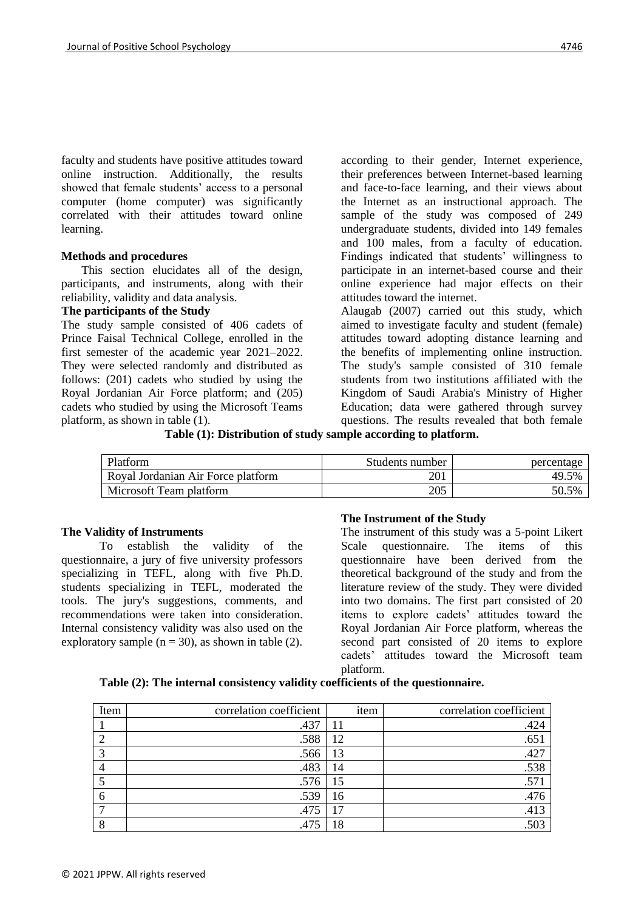faculty and students have positive attitudes toward online instruction. Additionally, the results showed that female students' access to a personal computer (home computer) was significantly correlated with their attitudes toward online learning.

**Methods and procedures**

This section elucidates all of the design, participants, and instruments, along with their reliability, validity and data analysis.

**The participants of the Study**

The study sample consisted of 406 cadets of Prince Faisal Technical College, enrolled in the first semester of the academic year 2021–2022. They were selected randomly and distributed as follows: (201) cadets who studied by using the Royal Jordanian Air Force platform; and (205) cadets who studied by using the Microsoft Teams platform, as shown in table (1).

according to their gender, Internet experience, their preferences between Internet-based learning and face-to-face learning, and their views about the Internet as an instructional approach. The sample of the study was composed of 249 undergraduate students, divided into 149 females and 100 males, from a faculty of education. Findings indicated that students' willingness to participate in an internet-based course and their online experience had major effects on their attitudes toward the internet.

Alaugab (2007) carried out this study, which aimed to investigate faculty and student (female) attitudes toward adopting distance learning and the benefits of implementing online instruction. The study's sample consisted of 310 female students from two institutions affiliated with the Kingdom of Saudi Arabia's Ministry of Higher Education; data were gathered through survey questions. The results revealed that both female

**Table (1): Distribution of study sample according to platform.**

| Platform | Students number | percentage |
|---|---|---|
| Royal Jordanian Air Force platform | 201 | 49.5% |
| Microsoft Team platform | 205 | 50.5% |

**The Validity of Instruments**

To establish the validity of the questionnaire, a jury of five university professors specializing in TEFL, along with five Ph.D. students specializing in TEFL, moderated the tools. The jury's suggestions, comments, and recommendations were taken into consideration. Internal consistency validity was also used on the exploratory sample ($n = 30$), as shown in table (2).

**The Instrument of the Study**

The instrument of this study was a 5-point Likert Scale questionnaire. The items of this questionnaire have been derived from the theoretical background of the study and from the literature review of the study. They were divided into two domains. The first part consisted of 20 items to explore cadets' attitudes toward the Royal Jordanian Air Force platform, whereas the second part consisted of 20 items to explore cadets' attitudes toward the Microsoft team platform.

**Table (2): The internal consistency validity coefficients of the questionnaire.**

| Item | correlation coefficient | item | correlation coefficient |
|---|---|---|---|
| 1 | .437 | 11 | .424 |
| 2 | .588 | 12 | .651 |
| 3 | .566 | 13 | .427 |
| 4 | .483 | 14 | .538 |
| 5 | .576 | 15 | .571 |
| 6 | .539 | 16 | .476 |
| 7 | .475 | 17 | .413 |
| 8 | .475 | 18 | .503 |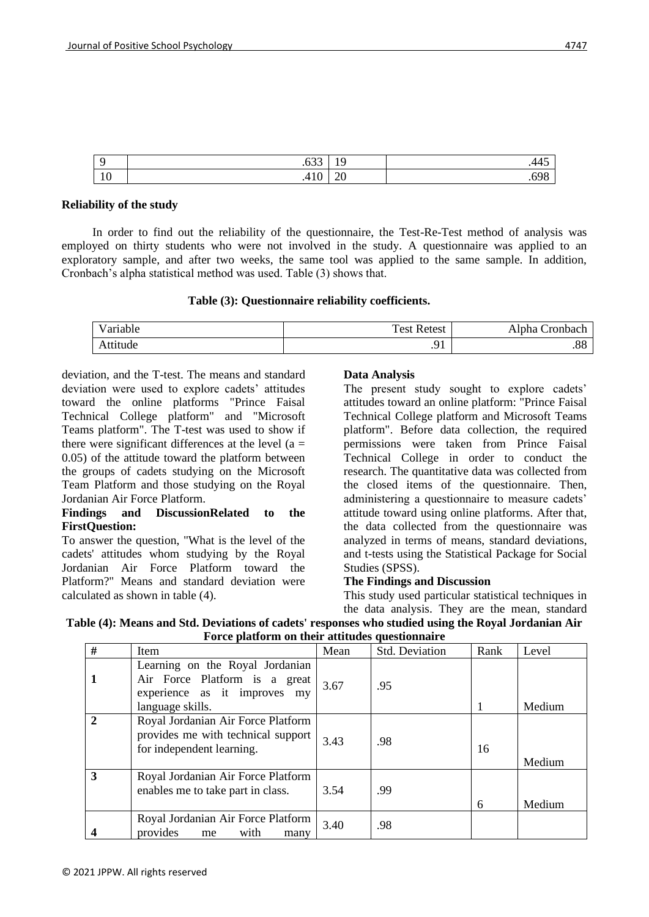| 9 | .633 | 19 | .445 |
|---|---|---|---|
| 10 | .410 | 20 | .698 |

**Reliability of the study**

In order to find out the reliability of the questionnaire, the Test-Re-Test method of analysis was employed on thirty students who were not involved in the study. A questionnaire was applied to an exploratory sample, and after two weeks, the same tool was applied to the same sample. In addition, Cronbach's alpha statistical method was used. Table (3) shows that.

**Table (3): Questionnaire reliability coefficients.**

| Variable | Test Retest | Alpha Cronbach |
|---|---|---|
| Attitude | .91 | .88 |

**Data Analysis**

The present study sought to explore cadets' attitudes toward an online platform: "Prince Faisal Technical College platform and Microsoft Teams platform". Before data collection, the required permissions were taken from Prince Faisal Technical College in order to conduct the research. The quantitative data was collected from the closed items of the questionnaire. Then, administering a questionnaire to measure cadets' attitude toward using online platforms. After that, the data collected from the questionnaire was analyzed in terms of means, standard deviations, and t-tests using the Statistical Package for Social Studies (SPSS).

**The Findings and Discussion**

This study used particular statistical techniques in the data analysis. They are the mean, standard deviation, and the T-test. The means and standard deviation were used to explore cadets' attitudes toward the online platforms "Prince Faisal Technical College platform" and "Microsoft Teams platform". The T-test was used to show if there were significant differences at the level (a = 0.05) of the attitude toward the platform between the groups of cadets studying on the Microsoft Team Platform and those studying on the Royal Jordanian Air Force Platform.

**Findings and DiscussionRelated to the FirstQuestion:**

To answer the question, "What is the level of the cadets' attitudes whom studying by the Royal Jordanian Air Force Platform toward the Platform?" Means and standard deviation were calculated as shown in table (4).

**Table (4): Means and Std. Deviations of cadets' responses who studied using the Royal Jordanian Air Force platform on their attitudes questionnaire**

| # | Item | Mean | Std. Deviation | Rank | Level |
|---|---|---|---|---|---|
| **1** | Learning on the Royal Jordanian Air Force Platform is a great experience as it improves my language skills. | 3.67 | .95 | 1 | Medium |
| **2** | Royal Jordanian Air Force Platform provides me with technical support for independent learning. | 3.43 | .98 | 16 | Medium |
| **3** | Royal Jordanian Air Force Platform enables me to take part in class. | 3.54 | .99 | 6 | Medium |
| **4** | Royal Jordanian Air Force Platform provides me with many | 3.40 | .98 | | |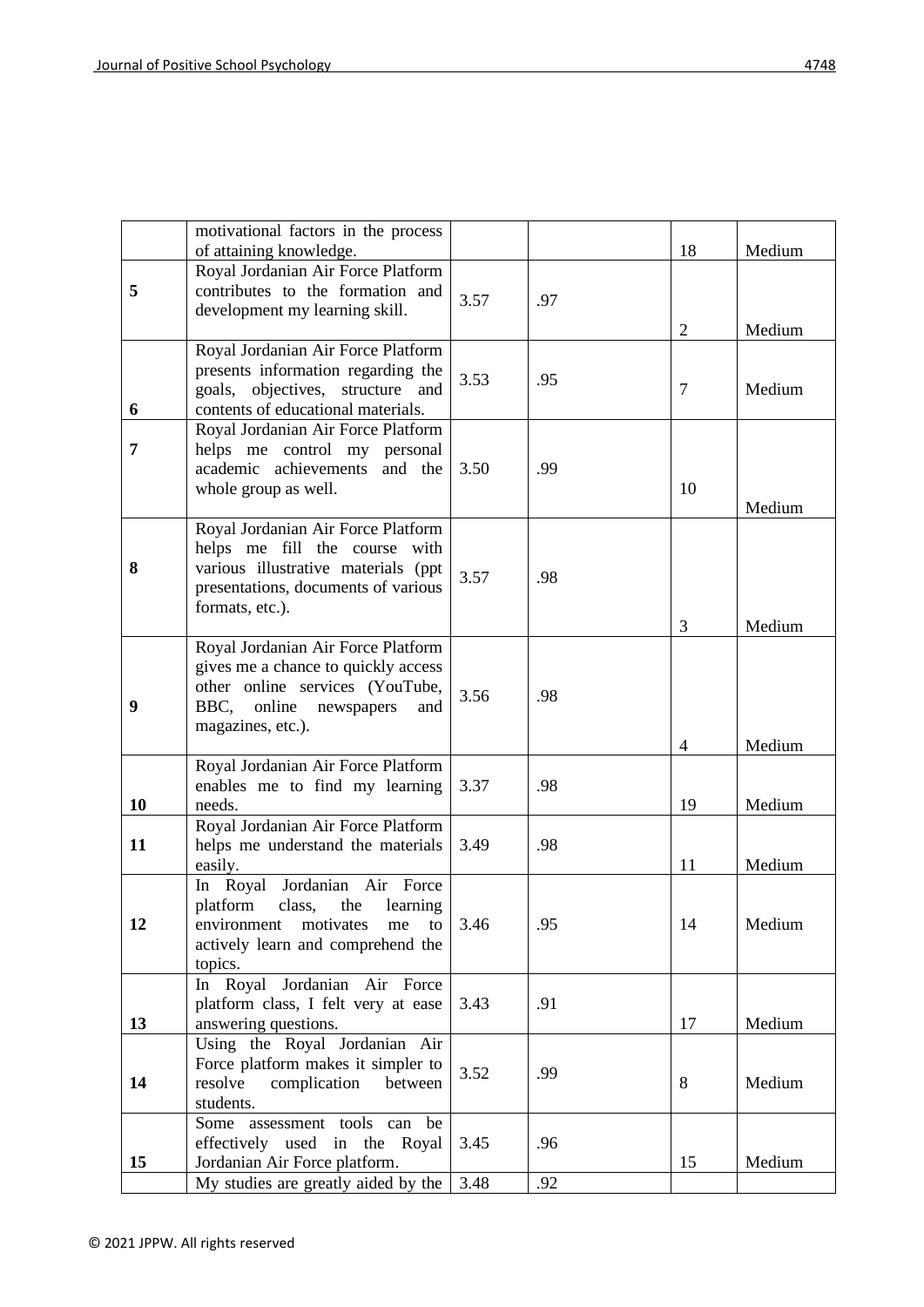| | | | | | |
|---|---|---|---|---|---|
| | motivational factors in the process of attaining knowledge. | | | 18 | Medium |
| **5** | Royal Jordanian Air Force Platform contributes to the formation and development my learning skill. | 3.57 | .97 | 2 | Medium |
| **6** | Royal Jordanian Air Force Platform presents information regarding the goals, objectives, structure and contents of educational materials. | 3.53 | .95 | 7 | Medium |
| **7** | Royal Jordanian Air Force Platform helps me control my personal academic achievements and the whole group as well. | 3.50 | .99 | 10 | Medium |
| **8** | Royal Jordanian Air Force Platform helps me fill the course with various illustrative materials (ppt presentations, documents of various formats, etc.). | 3.57 | .98 | 3 | Medium |
| **9** | Royal Jordanian Air Force Platform gives me a chance to quickly access other online services (YouTube, BBC, online newspapers and magazines, etc.). | 3.56 | .98 | 4 | Medium |
| **10** | Royal Jordanian Air Force Platform enables me to find my learning needs. | 3.37 | .98 | 19 | Medium |
| **11** | Royal Jordanian Air Force Platform helps me understand the materials easily. | 3.49 | .98 | 11 | Medium |
| **12** | In Royal Jordanian Air Force platform class, the learning environment motivates me to actively learn and comprehend the topics. | 3.46 | .95 | 14 | Medium |
| **13** | In Royal Jordanian Air Force platform class, I felt very at ease answering questions. | 3.43 | .91 | 17 | Medium |
| **14** | Using the Royal Jordanian Air Force platform makes it simpler to resolve complication between students. | 3.52 | .99 | 8 | Medium |
| **15** | Some assessment tools can be effectively used in the Royal Jordanian Air Force platform. | 3.45 | .96 | 15 | Medium |
| | My studies are greatly aided by the | 3.48 | .92 | | |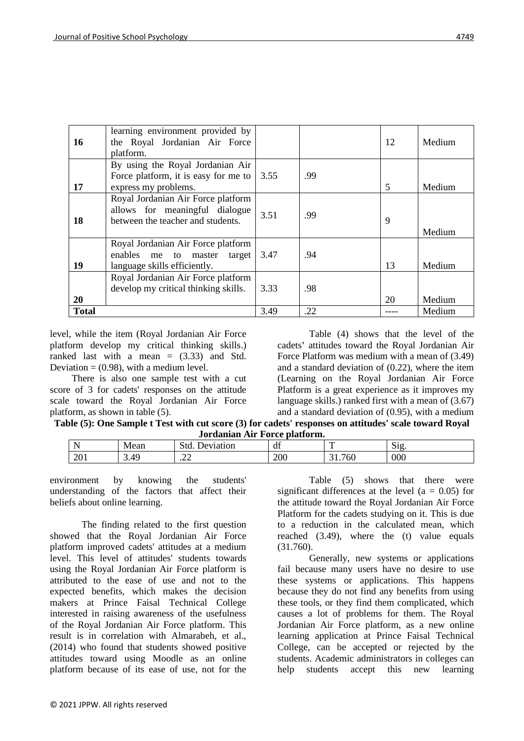| 16 | learning environment provided by the Royal Jordanian Air Force platform. | | | 12 | Medium |
|---|---|---|---|---|---|
| 17 | By using the Royal Jordanian Air Force platform, it is easy for me to express my problems. | 3.55 | .99 | 5 | Medium |
| 18 | Royal Jordanian Air Force platform allows for meaningful dialogue between the teacher and students. | 3.51 | .99 | 9 | Medium |
| 19 | Royal Jordanian Air Force platform enables me to master target language skills efficiently. | 3.47 | .94 | 13 | Medium |
| 20 | Royal Jordanian Air Force platform develop my critical thinking skills. | 3.33 | .98 | 20 | Medium |
| **Total** | | 3.49 | .22 | ---- | Medium |

level, while the item (Royal Jordanian Air Force platform develop my critical thinking skills.) ranked last with a mean = (3.33) and Std. Deviation = (0.98), with a medium level.

There is also one sample test with a cut score of 3 for cadets' responses on the attitude scale toward the Royal Jordanian Air Force platform, as shown in table (5).

Table (4) shows that the level of the cadets' attitudes toward the Royal Jordanian Air Force Platform was medium with a mean of (3.49) and a standard deviation of (0.22), where the item (Learning on the Royal Jordanian Air Force Platform is a great experience as it improves my language skills.) ranked first with a mean of (3.67) and a standard deviation of (0.95), with a medium

**Table (5): One Sample t Test with cut score (3) for cadets' responses on attitudes' scale toward Royal Jordanian Air Force platform.**

| N | Mean | Std. Deviation | df | T | Sig. |
|---|---|---|---|---|---|
| 201 | 3.49 | .22 | 200 | 31.760 | 000 |

environment by knowing the students' understanding of the factors that affect their beliefs about online learning.

The finding related to the first question showed that the Royal Jordanian Air Force platform improved cadets' attitudes at a medium level. This level of attitudes' students towards using the Royal Jordanian Air Force platform is attributed to the ease of use and not to the expected benefits, which makes the decision makers at Prince Faisal Technical College interested in raising awareness of the usefulness of the Royal Jordanian Air Force platform. This result is in correlation with Almarabeh, et al., (2014) who found that students showed positive attitudes toward using Moodle as an online platform because of its ease of use, not for the

Table (5) shows that there were significant differences at the level (a = 0.05) for the attitude toward the Royal Jordanian Air Force Platform for the cadets studying on it. This is due to a reduction in the calculated mean, which reached (3.49), where the (t) value equals (31.760).

Generally, new systems or applications fail because many users have no desire to use these systems or applications. This happens because they do not find any benefits from using these tools, or they find them complicated, which causes a lot of problems for them. The Royal Jordanian Air Force platform, as a new online learning application at Prince Faisal Technical College, can be accepted or rejected by the students. Academic administrators in colleges can help students accept this new learning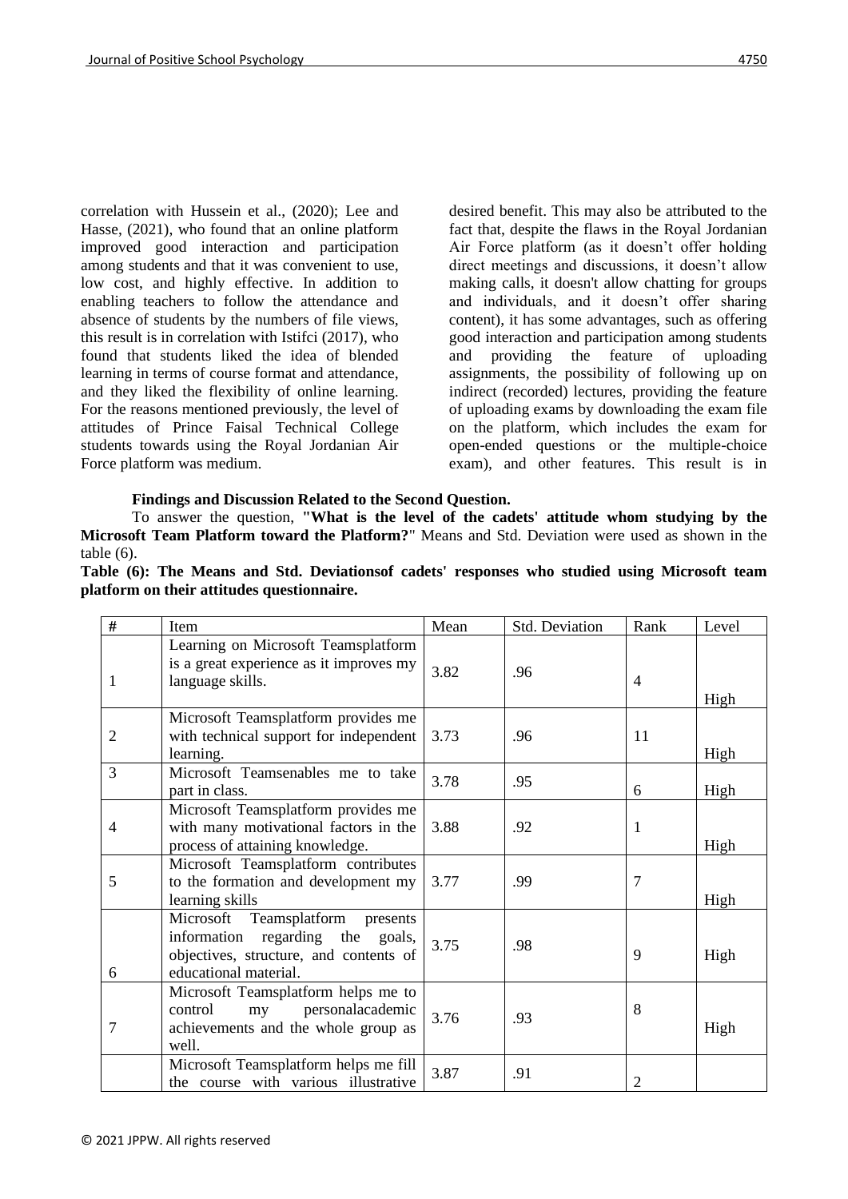correlation with Hussein et al., (2020); Lee and Hasse, (2021), who found that an online platform improved good interaction and participation among students and that it was convenient to use, low cost, and highly effective. In addition to enabling teachers to follow the attendance and absence of students by the numbers of file views, this result is in correlation with Istifci (2017), who found that students liked the idea of blended learning in terms of course format and attendance, and they liked the flexibility of online learning. For the reasons mentioned previously, the level of attitudes of Prince Faisal Technical College students towards using the Royal Jordanian Air Force platform was medium.

desired benefit. This may also be attributed to the fact that, despite the flaws in the Royal Jordanian Air Force platform (as it doesn't offer holding direct meetings and discussions, it doesn't allow making calls, it doesn't allow chatting for groups and individuals, and it doesn't offer sharing content), it has some advantages, such as offering good interaction and participation among students and providing the feature of uploading assignments, the possibility of following up on indirect (recorded) lectures, providing the feature of uploading exams by downloading the exam file on the platform, which includes the exam for open-ended questions or the multiple-choice exam), and other features. This result is in

**Findings and Discussion Related to the Second Question.**

To answer the question, **"What is the level of the cadets' attitude whom studying by the Microsoft Team Platform toward the Platform?"** Means and Std. Deviation were used as shown in the table (6).

**Table (6): The Means and Std. Deviationsof cadets' responses who studied using Microsoft team platform on their attitudes questionnaire.**

| # | Item | Mean | Std. Deviation | Rank | Level |
|---|---|---|---|---|---|
| 1 | Learning on Microsoft Teamsplatform is a great experience as it improves my language skills. | 3.82 | .96 | 4 | High |
| 2 | Microsoft Teamsplatform provides me with technical support for independent learning. | 3.73 | .96 | 11 | High |
| 3 | Microsoft Teamsenables me to take part in class. | 3.78 | .95 | 6 | High |
| 4 | Microsoft Teamsplatform provides me with many motivational factors in the process of attaining knowledge. | 3.88 | .92 | 1 | High |
| 5 | Microsoft Teamsplatform contributes to the formation and development my learning skills | 3.77 | .99 | 7 | High |
| 6 | Microsoft Teamsplatform presents information regarding the goals, objectives, structure, and contents of educational material. | 3.75 | .98 | 9 | High |
| 7 | Microsoft Teamsplatform helps me to control my personalacademic achievements and the whole group as well. | 3.76 | .93 | 8 | High |
| | Microsoft Teamsplatform helps me fill the course with various illustrative | 3.87 | .91 | 2 | |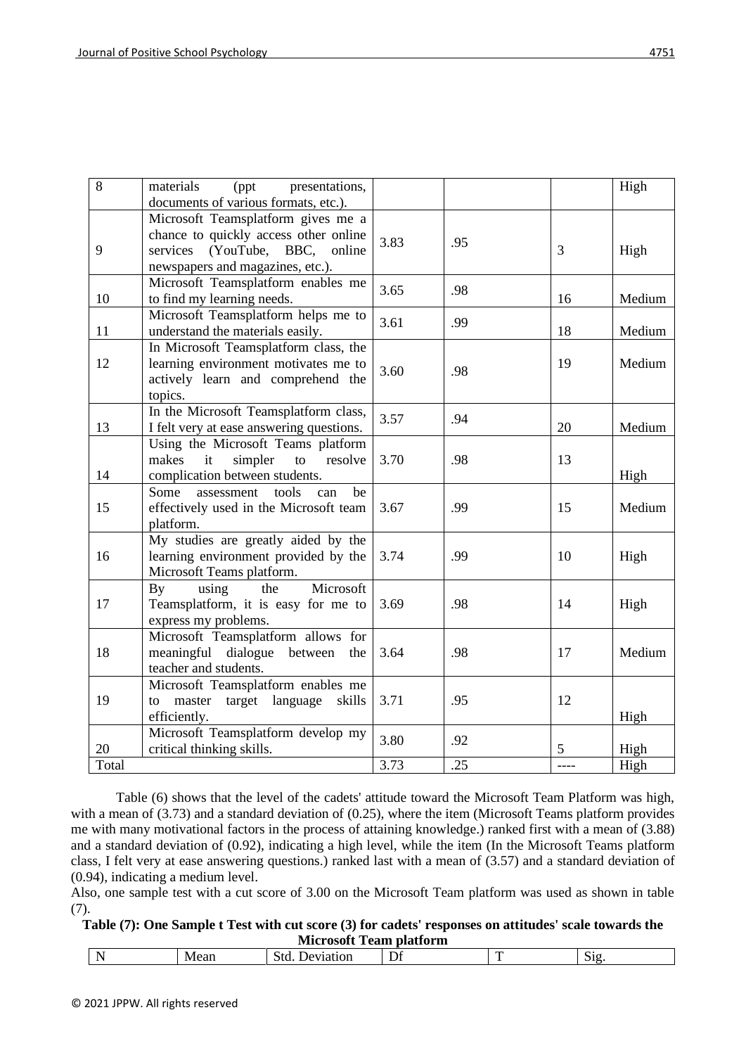| 8 | materials (ppt presentations, documents of various formats, etc.). | | | | High |
|---|---|---|---|---|---|
| 9 | Microsoft Teamsplatform gives me a chance to quickly access other online services (YouTube, BBC, online newspapers and magazines, etc.). | 3.83 | .95 | 3 | High |
| 10 | Microsoft Teamsplatform enables me to find my learning needs. | 3.65 | .98 | 16 | Medium |
| 11 | Microsoft Teamsplatform helps me to understand the materials easily. | 3.61 | .99 | 18 | Medium |
| 12 | In Microsoft Teamsplatform class, the learning environment motivates me to actively learn and comprehend the topics. | 3.60 | .98 | 19 | Medium |
| 13 | In the Microsoft Teamsplatform class, I felt very at ease answering questions. | 3.57 | .94 | 20 | Medium |
| 14 | Using the Microsoft Teams platform makes it simpler to resolve complication between students. | 3.70 | .98 | 13 | High |
| 15 | Some assessment tools can be effectively used in the Microsoft team platform. | 3.67 | .99 | 15 | Medium |
| 16 | My studies are greatly aided by the learning environment provided by the Microsoft Teams platform. | 3.74 | .99 | 10 | High |
| 17 | By using the Microsoft Teamsplatform, it is easy for me to express my problems. | 3.69 | .98 | 14 | High |
| 18 | Microsoft Teamsplatform allows for meaningful dialogue between the teacher and students. | 3.64 | .98 | 17 | Medium |
| 19 | Microsoft Teamsplatform enables me to master target language skills efficiently. | 3.71 | .95 | 12 | High |
| 20 | Microsoft Teamsplatform develop my critical thinking skills. | 3.80 | .92 | 5 | High |
| Total | | 3.73 | .25 | ---- | High |

Table (6) shows that the level of the cadets' attitude toward the Microsoft Team Platform was high, with a mean of (3.73) and a standard deviation of (0.25), where the item (Microsoft Teams platform provides me with many motivational factors in the process of attaining knowledge.) ranked first with a mean of (3.88) and a standard deviation of (0.92), indicating a high level, while the item (In the Microsoft Teams platform class, I felt very at ease answering questions.) ranked last with a mean of (3.57) and a standard deviation of (0.94), indicating a medium level.

Also, one sample test with a cut score of 3.00 on the Microsoft Team platform was used as shown in table (7).

**Table (7): One Sample t Test with cut score (3) for cadets' responses on attitudes' scale towards the Microsoft Team platform**

| N | Mean | Std. Deviation | Df | T | Sig. |
|---|---|---|---|---|---|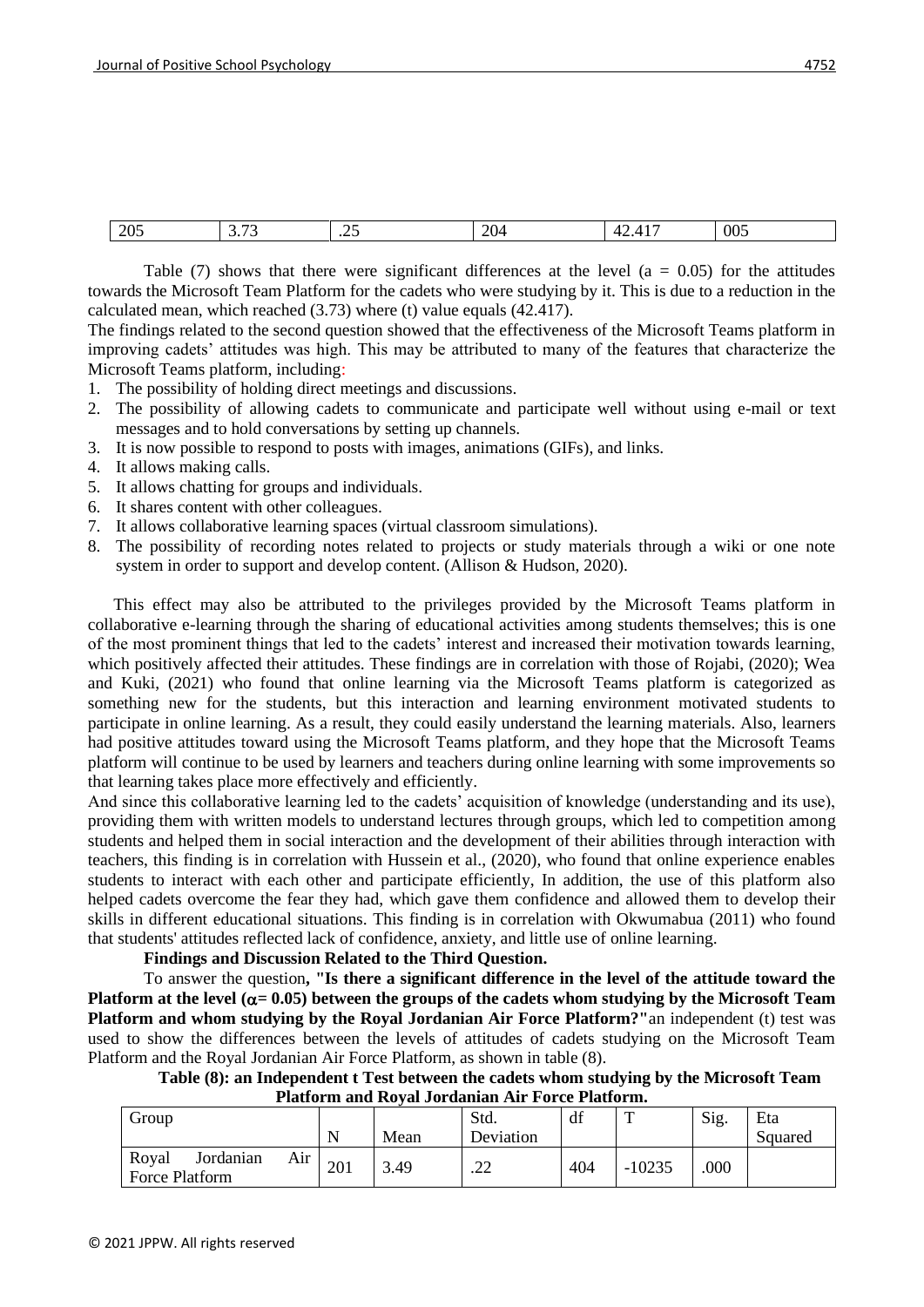| 205 | 3.73 | .25 | 204 | 42.417 | 005 |
|---|---|---|---|---|---|

Table (7) shows that there were significant differences at the level (a = 0.05) for the attitudes towards the Microsoft Team Platform for the cadets who were studying by it. This is due to a reduction in the calculated mean, which reached (3.73) where (t) value equals (42.417).

The findings related to the second question showed that the effectiveness of the Microsoft Teams platform in improving cadets' attitudes was high. This may be attributed to many of the features that characterize the Microsoft Teams platform, including:

1. The possibility of holding direct meetings and discussions.
2. The possibility of allowing cadets to communicate and participate well without using e-mail or text messages and to hold conversations by setting up channels.
3. It is now possible to respond to posts with images, animations (GIFs), and links.
4. It allows making calls.
5. It allows chatting for groups and individuals.
6. It shares content with other colleagues.
7. It allows collaborative learning spaces (virtual classroom simulations).
8. The possibility of recording notes related to projects or study materials through a wiki or one note system in order to support and develop content. (Allison & Hudson, 2020).

This effect may also be attributed to the privileges provided by the Microsoft Teams platform in collaborative e-learning through the sharing of educational activities among students themselves; this is one of the most prominent things that led to the cadets' interest and increased their motivation towards learning, which positively affected their attitudes. These findings are in correlation with those of Rojabi, (2020); Wea and Kuki, (2021) who found that online learning via the Microsoft Teams platform is categorized as something new for the students, but this interaction and learning environment motivated students to participate in online learning. As a result, they could easily understand the learning materials. Also, learners had positive attitudes toward using the Microsoft Teams platform, and they hope that the Microsoft Teams platform will continue to be used by learners and teachers during online learning with some improvements so that learning takes place more effectively and efficiently.

And since this collaborative learning led to the cadets' acquisition of knowledge (understanding and its use), providing them with written models to understand lectures through groups, which led to competition among students and helped them in social interaction and the development of their abilities through interaction with teachers, this finding is in correlation with Hussein et al., (2020), who found that online experience enables students to interact with each other and participate efficiently, In addition, the use of this platform also helped cadets overcome the fear they had, which gave them confidence and allowed them to develop their skills in different educational situations. This finding is in correlation with Okwumabua (2011) who found that students' attitudes reflected lack of confidence, anxiety, and little use of online learning.

**Findings and Discussion Related to the Third Question.**

To answer the question**, "Is there a significant difference in the level of the attitude toward the Platform at the level ($\alpha$= 0.05) between the groups of the cadets whom studying by the Microsoft Team Platform and whom studying by the Royal Jordanian Air Force Platform?"** an independent (t) test was used to show the differences between the levels of attitudes of cadets studying on the Microsoft Team Platform and the Royal Jordanian Air Force Platform, as shown in table (8).

**Table (8): an Independent t Test between the cadets whom studying by the Microsoft Team Platform and Royal Jordanian Air Force Platform.**

| Group | N | Mean | Std. Deviation | df | T | Sig. | Eta Squared |
|---|---|---|---|---|---|---|---|
| Royal Jordanian Air Force Platform | 201 | 3.49 | .22 | 404 | -10235 | .000 | |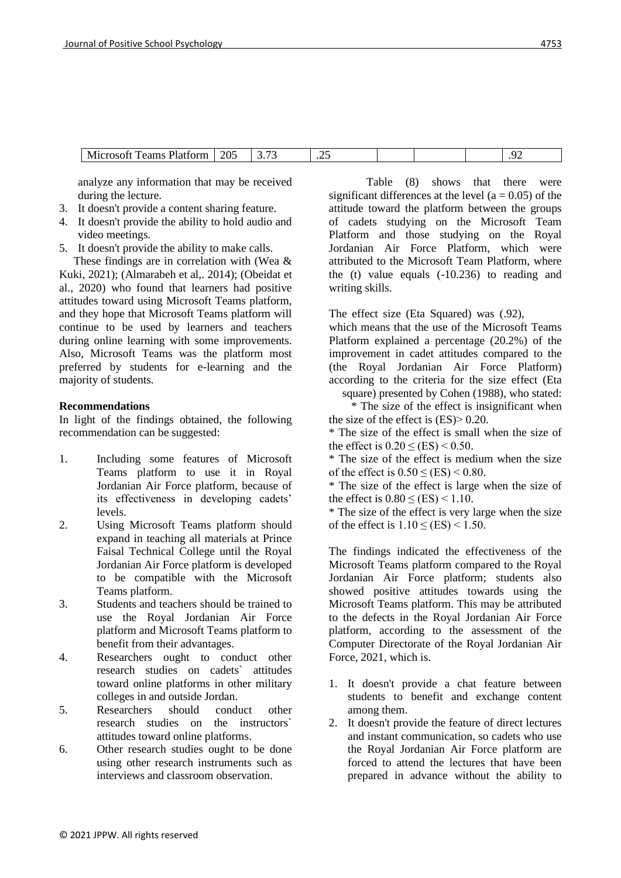| Microsoft Teams Platform | 205 | 3.73 | .25 | | | | .92 |
|---|---|---|---|---|---|---|---|

analyze any information that may be received during the lecture.

3. It doesn't provide a content sharing feature.
4. It doesn't provide the ability to hold audio and video meetings.
5. It doesn't provide the ability to make calls.

These findings are in correlation with (Wea & Kuki, 2021); (Almarabeh et al,. 2014); (Obeidat et al., 2020) who found that learners had positive attitudes toward using Microsoft Teams platform, and they hope that Microsoft Teams platform will continue to be used by learners and teachers during online learning with some improvements. Also, Microsoft Teams was the platform most preferred by students for e-learning and the majority of students.

**Recommendations**

In light of the findings obtained, the following recommendation can be suggested:

1. Including some features of Microsoft Teams platform to use it in Royal Jordanian Air Force platform, because of its effectiveness in developing cadets' levels.
2. Using Microsoft Teams platform should expand in teaching all materials at Prince Faisal Technical College until the Royal Jordanian Air Force platform is developed to be compatible with the Microsoft Teams platform.
3. Students and teachers should be trained to use the Royal Jordanian Air Force platform and Microsoft Teams platform to benefit from their advantages.
4. Researchers ought to conduct other research studies on cadets` attitudes toward online platforms in other military colleges in and outside Jordan.
5. Researchers should conduct other research studies on the instructors` attitudes toward online platforms.
6. Other research studies ought to be done using other research instruments such as interviews and classroom observation.

Table (8) shows that there were significant differences at the level (a = 0.05) of the attitude toward the platform between the groups of cadets studying on the Microsoft Team Platform and those studying on the Royal Jordanian Air Force Platform, which were attributed to the Microsoft Team Platform, where the (t) value equals (-10.236) to reading and writing skills.

The effect size (Eta Squared) was (.92), which means that the use of the Microsoft Teams Platform explained a percentage (20.2%) of the improvement in cadet attitudes compared to the (the Royal Jordanian Air Force Platform) according to the criteria for the size effect (Eta square) presented by Cohen (1988), who stated:

* The size of the effect is insignificant when the size of the effect is $(ES) > 0.20$.
* The size of the effect is small when the size of the effect is $0.20 \leq (ES) < 0.50$.
* The size of the effect is medium when the size of the effect is $0.50 \leq (ES) < 0.80$.
* The size of the effect is large when the size of the effect is $0.80 \leq (ES) < 1.10$.
* The size of the effect is very large when the size of the effect is $1.10 \leq (ES) < 1.50$.

The findings indicated the effectiveness of the Microsoft Teams platform compared to the Royal Jordanian Air Force platform; students also showed positive attitudes towards using the Microsoft Teams platform. This may be attributed to the defects in the Royal Jordanian Air Force platform, according to the assessment of the Computer Directorate of the Royal Jordanian Air Force, 2021, which is.

1. It doesn't provide a chat feature between students to benefit and exchange content among them.
2. It doesn't provide the feature of direct lectures and instant communication, so cadets who use the Royal Jordanian Air Force platform are forced to attend the lectures that have been prepared in advance without the ability to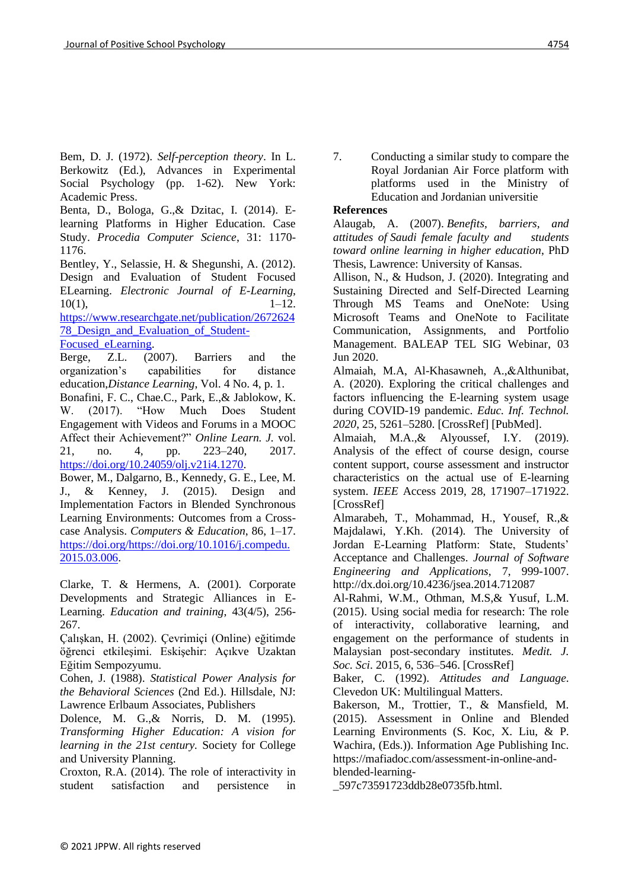Bem, D. J. (1972). *Self-perception theory*. In L. Berkowitz (Ed.), Advances in Experimental Social Psychology (pp. 1-62). New York: Academic Press.

Benta, D., Bologa, G.,& Dzitac, I. (2014). E-learning Platforms in Higher Education. Case Study. *Procedia Computer Science*, 31: 1170-1176.

Bentley, Y., Selassie, H. & Shegunshi, A. (2012). Design and Evaluation of Student Focused ELearning. *Electronic Journal of E-Learning*, 10(1), 1–12. https://www.researchgate.net/publication/267262478_Design_and_Evaluation_of_Student-Focused_eLearning.

Berge, Z.L. (2007). Barriers and the organization's capabilities for distance education,*Distance Learning*, Vol. 4 No. 4, p. 1.

Bonafini, F. C., Chae.C., Park, E.,& Jablokow, K. W. (2017). "How Much Does Student Engagement with Videos and Forums in a MOOC Affect their Achievement?" *Online Learn. J.* vol. 21, no. 4, pp. 223–240, 2017. https://doi.org/10.24059/olj.v21i4.1270.

Bower, M., Dalgarno, B., Kennedy, G. E., Lee, M. J., & Kenney, J. (2015). Design and Implementation Factors in Blended Synchronous Learning Environments: Outcomes from a Cross-case Analysis. *Computers & Education*, 86, 1–17. https://doi.org/https://doi.org/10.1016/j.compedu.2015.03.006.

Clarke, T. & Hermens, A. (2001). Corporate Developments and Strategic Alliances in E-Learning. *Education and training*, 43(4/5), 256-267.

Çalışkan, H. (2002). Çevrimiçi (Online) eğitimde öğrenci etkileşimi. Eskişehir: Açıkve Uzaktan Eğitim Sempozyumu.

Cohen, J. (1988). *Statistical Power Analysis for the Behavioral Sciences* (2nd Ed.). Hillsdale, NJ: Lawrence Erlbaum Associates, Publishers

Dolence, M. G.,& Norris, D. M. (1995). *Transforming Higher Education: A vision for learning in the 21st century.* Society for College and University Planning.

Croxton, R.A. (2014). The role of interactivity in student satisfaction and persistence in

7. Conducting a similar study to compare the Royal Jordanian Air Force platform with platforms used in the Ministry of Education and Jordanian universitie

**References**

Alaugab, A. (2007). *Benefits, barriers, and attitudes of Saudi female faculty and students toward online learning in higher education*, PhD Thesis, Lawrence: University of Kansas.

Allison, N., & Hudson, J. (2020). Integrating and Sustaining Directed and Self-Directed Learning Through MS Teams and OneNote: Using Microsoft Teams and OneNote to Facilitate Communication, Assignments, and Portfolio Management. BALEAP TEL SIG Webinar, 03 Jun 2020.

Almaiah, M.A, Al-Khasawneh, A.,&Althunibat, A. (2020). Exploring the critical challenges and factors influencing the E-learning system usage during COVID-19 pandemic. *Educ. Inf. Technol. 2020*, 25, 5261–5280. [CrossRef] [PubMed].

Almaiah, M.A.,& Alyoussef, I.Y. (2019). Analysis of the effect of course design, course content support, course assessment and instructor characteristics on the actual use of E-learning system. *IEEE* Access 2019, 28, 171907–171922. [CrossRef]

Almarabeh, T., Mohammad, H., Yousef, R.,& Majdalawi, Y.Kh. (2014). The University of Jordan E-Learning Platform: State, Students' Acceptance and Challenges. *Journal of Software Engineering and Applications*, 7, 999-1007. http://dx.doi.org/10.4236/jsea.2014.712087

Al-Rahmi, W.M., Othman, M.S,& Yusuf, L.M. (2015). Using social media for research: The role of interactivity, collaborative learning, and engagement on the performance of students in Malaysian post-secondary institutes. *Medit. J. Soc. Sci*. 2015, 6, 536–546. [CrossRef]

Baker, C. (1992). *Attitudes and Language*. Clevedon UK: Multilingual Matters.

Bakerson, M., Trottier, T., & Mansfield, M. (2015). Assessment in Online and Blended Learning Environments (S. Koc, X. Liu, & P. Wachira, (Eds.)). Information Age Publishing Inc. https://mafiadoc.com/assessment-in-online-and-blended-learning-_597c73591723ddb28e0735fb.html.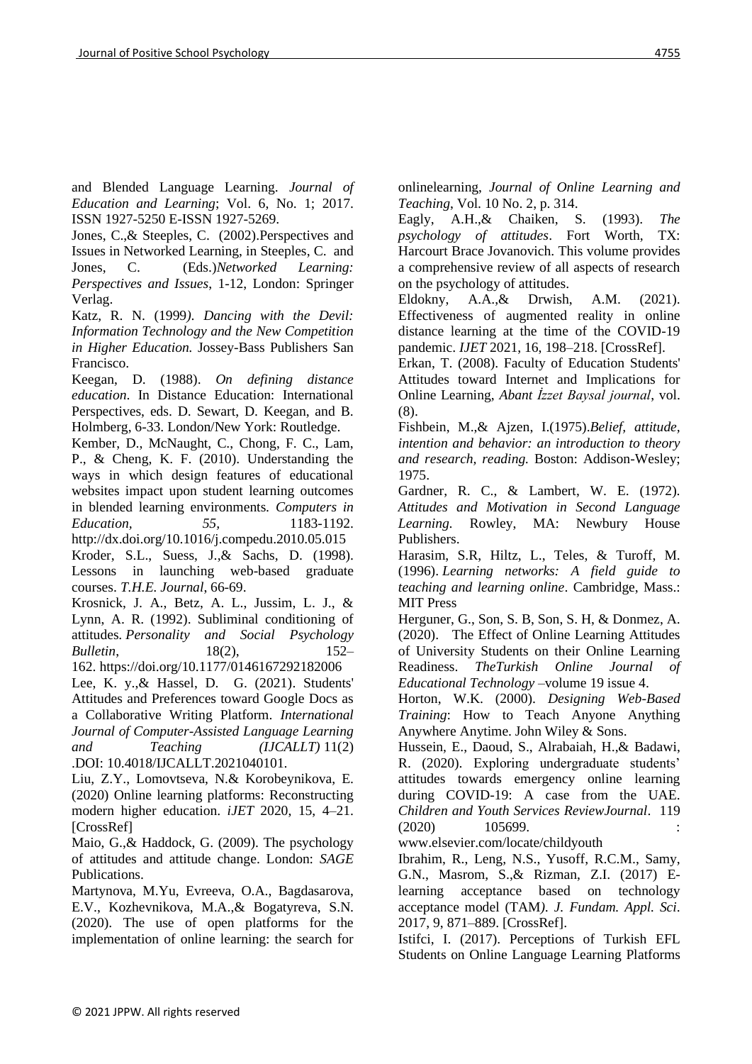and Blended Language Learning. *Journal of Education and Learning*; Vol. 6, No. 1; 2017. ISSN 1927-5250 E-ISSN 1927-5269.

Jones, C.,& Steeples, C. (2002).Perspectives and Issues in Networked Learning, in Steeples, C. and Jones, C. (Eds.)*Networked Learning: Perspectives and Issues*, 1-12, London: Springer Verlag.

Katz, R. N. (1999*). Dancing with the Devil: Information Technology and the New Competition in Higher Education.* Jossey-Bass Publishers San Francisco.

Keegan, D. (1988). *On defining distance education*. In Distance Education: International Perspectives, eds. D. Sewart, D. Keegan, and B. Holmberg, 6-33. London/New York: Routledge.

Kember, D., McNaught, C., Chong, F. C., Lam, P., & Cheng, K. F. (2010). Understanding the ways in which design features of educational websites impact upon student learning outcomes in blended learning environments*. Computers in Education*, *55*, 1183-1192. http://dx.doi.org/10.1016/j.compedu.2010.05.015

Kroder, S.L., Suess, J.,& Sachs, D. (1998). Lessons in launching web-based graduate courses. *T.H.E. Journal*, 66-69.

Krosnick, J. A., Betz, A. L., Jussim, L. J., & Lynn, A. R. (1992). Subliminal conditioning of attitudes. *Personality and Social Psychology Bulletin*, 18(2), 152–162. https://doi.org/10.1177/0146167292182006

Lee, K. y.,& Hassel, D. G. (2021). Students' Attitudes and Preferences toward Google Docs as a Collaborative Writing Platform. *International Journal of Computer-Assisted Language Learning and Teaching (IJCALLT)* 11(2) .DOI: 10.4018/IJCALLT.2021040101.

Liu, Z.Y., Lomovtseva, N.& Korobeynikova, E. (2020) Online learning platforms: Reconstructing modern higher education. *iJET* 2020, 15, 4–21. [CrossRef]

Maio, G.,& Haddock, G. (2009). The psychology of attitudes and attitude change. London: *SAGE* Publications.

Martynova, M.Yu, Evreeva, O.A., Bagdasarova, E.V., Kozhevnikova, M.A.,& Bogatyreva, S.N. (2020). The use of open platforms for the implementation of online learning: the search for onlinelearning, *Journal of Online Learning and Teaching*, Vol. 10 No. 2, p. 314.

Eagly, A.H.,& Chaiken, S. (1993). *The psychology of attitudes*. Fort Worth, TX: Harcourt Brace Jovanovich. This volume provides a comprehensive review of all aspects of research on the psychology of attitudes.

Eldokny, A.A.,& Drwish, A.M. (2021). Effectiveness of augmented reality in online distance learning at the time of the COVID-19 pandemic. *IJET* 2021, 16, 198–218. [CrossRef].

Erkan, T. (2008). Faculty of Education Students' Attitudes toward Internet and Implications for Online Learning, *Abant İzzet Baysal journal*, vol. (8).

Fishbein, M.,& Ajzen, I.(1975).*Belief, attitude, intention and behavior: an introduction to theory and research, reading.* Boston: Addison-Wesley; 1975.

Gardner, R. C., & Lambert, W. E. (1972). *Attitudes and Motivation in Second Language Learning.* Rowley, MA: Newbury House Publishers.

Harasim, S.R, Hiltz, L., Teles, & Turoff, M. (1996). *Learning networks: A field guide to teaching and learning online*. Cambridge, Mass.: MIT Press

Herguner, G., Son, S. B, Son, S. H, & Donmez, A. (2020). The Effect of Online Learning Attitudes of University Students on their Online Learning Readiness. *TheTurkish Online Journal of Educational Technology* –volume 19 issue 4.

Horton, W.K. (2000). *Designing Web-Based Training*: How to Teach Anyone Anything Anywhere Anytime. John Wiley & Sons.

Hussein, E., Daoud, S., Alrabaiah, H.,& Badawi, R. (2020). Exploring undergraduate students' attitudes towards emergency online learning during COVID-19: A case from the UAE. *Children and Youth Services ReviewJournal*. 119 (2020) 105699. : www.elsevier.com/locate/childyouth

Ibrahim, R., Leng, N.S., Yusoff, R.C.M., Samy, G.N., Masrom, S.,& Rizman, Z.I. (2017) E-learning acceptance based on technology acceptance model (TAM*). J. Fundam. Appl. Sci*. 2017, 9, 871–889. [CrossRef].

Istifci, I. (2017). Perceptions of Turkish EFL Students on Online Language Learning Platforms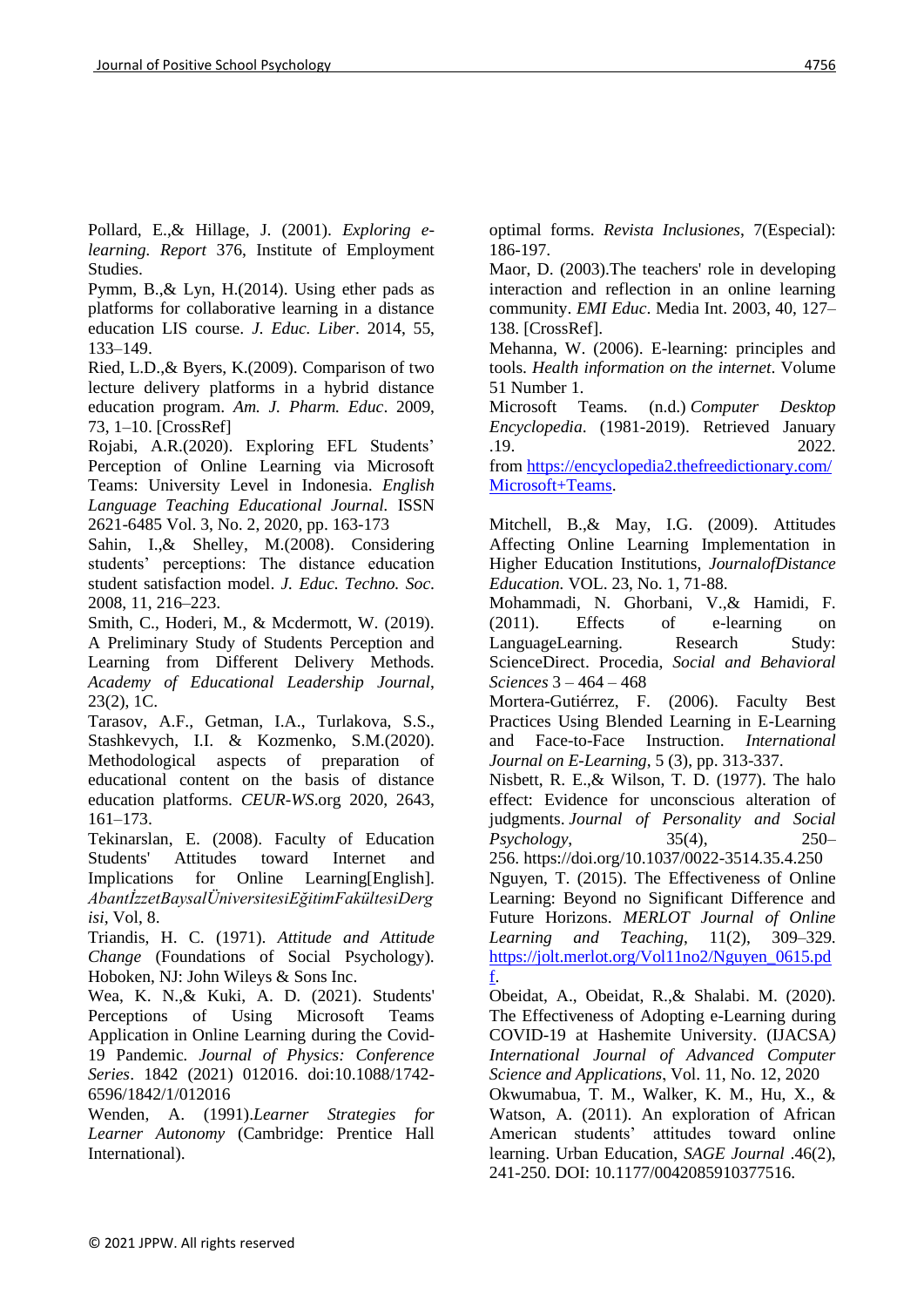Pollard, E.,& Hillage, J. (2001). *Exploring e-learning. Report* 376, Institute of Employment Studies.

Pymm, B.,& Lyn, H.(2014). Using ether pads as platforms for collaborative learning in a distance education LIS course. *J. Educ. Liber*. 2014, 55, 133–149.

Ried, L.D.,& Byers, K.(2009). Comparison of two lecture delivery platforms in a hybrid distance education program. *Am. J. Pharm. Educ*. 2009, 73, 1–10. [CrossRef]

Rojabi, A.R.(2020). Exploring EFL Students' Perception of Online Learning via Microsoft Teams: University Level in Indonesia. *English Language Teaching Educational Journal*. ISSN 2621-6485 Vol. 3, No. 2, 2020, pp. 163-173

Sahin, I.,& Shelley, M.(2008). Considering students' perceptions: The distance education student satisfaction model. *J. Educ. Techno. Soc*. 2008, 11, 216–223.

Smith, C., Hoderi, M., & Mcdermott, W. (2019). A Preliminary Study of Students Perception and Learning from Different Delivery Methods. *Academy of Educational Leadership Journal*, 23(2), 1C.

Tarasov, A.F., Getman, I.A., Turlakova, S.S., Stashkevych, I.I. & Kozmenko, S.M.(2020). Methodological aspects of preparation of educational content on the basis of distance education platforms. *CEUR-WS*.org 2020, 2643, 161–173.

Tekinarslan, E. (2008). Faculty of Education Students' Attitudes toward Internet and Implications for Online Learning[English]. *AbantİzzetBaysalÜniversitesiEğitimFakültesiDergisi*, Vol, 8.

Triandis, H. C. (1971). *Attitude and Attitude Change* (Foundations of Social Psychology). Hoboken, NJ: John Wileys & Sons Inc.

Wea, K. N.,& Kuki, A. D. (2021). Students' Perceptions of Using Microsoft Teams Application in Online Learning during the Covid-19 Pandemic. *Journal of Physics: Conference Series*. 1842 (2021) 012016. doi:10.1088/1742-6596/1842/1/012016

Wenden, A. (1991).*Learner Strategies for Learner Autonomy* (Cambridge: Prentice Hall International).

optimal forms. *Revista Inclusiones*, 7(Especial): 186-197.

Maor, D. (2003).The teachers' role in developing interaction and reflection in an online learning community. *EMI Educ*. Media Int. 2003, 40, 127–138. [CrossRef].

Mehanna, W. (2006). E-learning: principles and tools. *Health information on the internet*. Volume 51 Number 1.

Microsoft Teams. (n.d.) *Computer Desktop Encyclopedia*. (1981-2019). Retrieved January .19. 2022. from https://encyclopedia2.thefreedictionary.com/Microsoft+Teams.

Mitchell, B.,& May, I.G. (2009). Attitudes Affecting Online Learning Implementation in Higher Education Institutions, *JournalofDistance Education*. VOL. 23, No. 1, 71-88.

Mohammadi, N. Ghorbani, V.,& Hamidi, F. (2011). Effects of e-learning on LanguageLearning. Research Study: ScienceDirect. Procedia, *Social and Behavioral Sciences* 3 – 464 – 468

Mortera-Gutiérrez, F. (2006). Faculty Best Practices Using Blended Learning in E-Learning and Face-to-Face Instruction. *International Journal on E-Learning*, 5 (3), pp. 313-337.

Nisbett, R. E.,& Wilson, T. D. (1977). The halo effect: Evidence for unconscious alteration of judgments. *Journal of Personality and Social Psychology*, 35(4), 250–256. https://doi.org/10.1037/0022-3514.35.4.250

Nguyen, T. (2015). The Effectiveness of Online Learning: Beyond no Significant Difference and Future Horizons. *MERLOT Journal of Online Learning and Teaching*, 11(2), 309–329. https://jolt.merlot.org/Vol11no2/Nguyen_0615.pdf.

Obeidat, A., Obeidat, R.,& Shalabi. M. (2020). The Effectiveness of Adopting e-Learning during COVID-19 at Hashemite University. (IJACSA*) International Journal of Advanced Computer Science and Applications*, Vol. 11, No. 12, 2020

Okwumabua, T. M., Walker, K. M., Hu, X., & Watson, A. (2011). An exploration of African American students' attitudes toward online learning. Urban Education, *SAGE Journal* .46(2), 241-250. DOI: 10.1177/0042085910377516.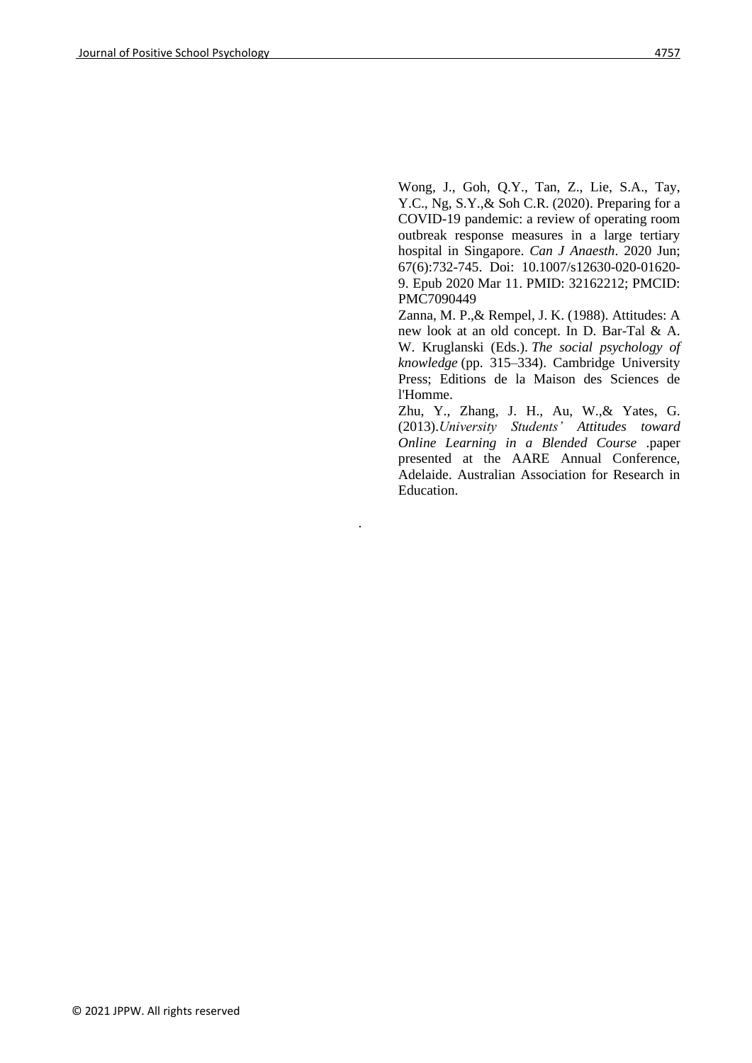Wong, J., Goh, Q.Y., Tan, Z., Lie, S.A., Tay, Y.C., Ng, S.Y.,& Soh C.R. (2020). Preparing for a COVID-19 pandemic: a review of operating room outbreak response measures in a large tertiary hospital in Singapore. *Can J Anaesth*. 2020 Jun; 67(6):732-745. Doi: 10.1007/s12630-020-01620-9. Epub 2020 Mar 11. PMID: 32162212; PMCID: PMC7090449

Zanna, M. P.,& Rempel, J. K. (1988). Attitudes: A new look at an old concept. In D. Bar-Tal & A. W. Kruglanski (Eds.). *The social psychology of knowledge* (pp. 315–334). Cambridge University Press; Editions de la Maison des Sciences de l'Homme.

Zhu, Y., Zhang, J. H., Au, W.,& Yates, G. (2013).*University Students' Attitudes toward Online Learning in a Blended Course* .paper presented at the AARE Annual Conference, Adelaide. Australian Association for Research in Education.

.